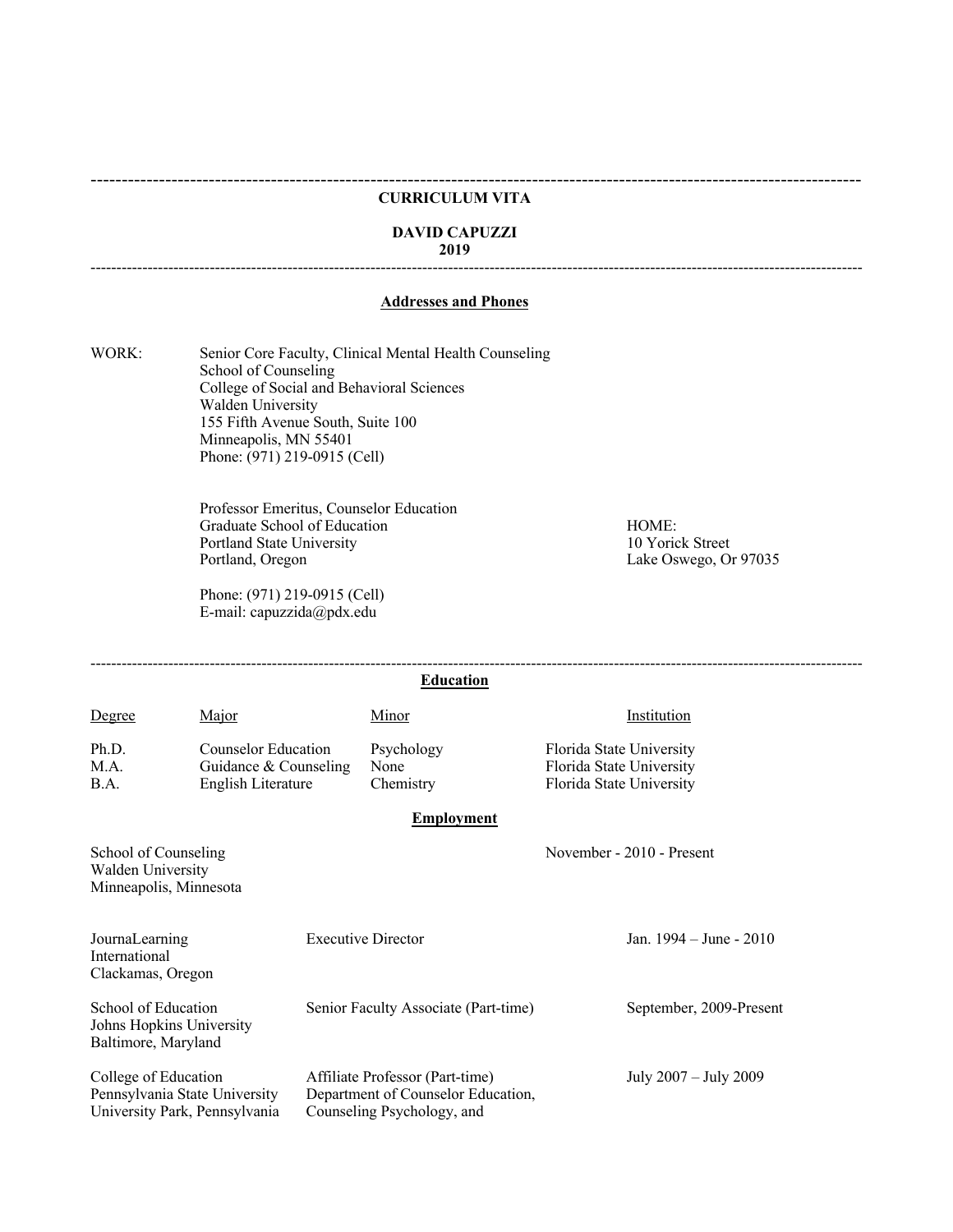# CURRICULUM VITA

## DAVID CAPUZZI
## 2019

---

### Addresses and Phones

WORK:

Senior Core Faculty, Clinical Mental Health Counseling
School of Counseling
College of Social and Behavioral Sciences
Walden University
155 Fifth Avenue South, Suite 100
Minneapolis, MN 55401
Phone: (971) 219-0915 (Cell)

Professor Emeritus, Counselor Education
Graduate School of Education
Portland State University
Portland, Oregon

Phone: (971) 219-0915 (Cell)
E-mail: capuzzida@pdx.edu

HOME:
10 Yorick Street
Lake Oswego, Or 97035

---

### Education

| Degree | Major | Minor | Institution |
|---|---|---|---|
| Ph.D. | Counselor Education | Psychology | Florida State University |
| M.A. | Guidance & Counseling | None | Florida State University |
| B.A. | English Literature | Chemistry | Florida State University |

### Employment

| Institution | Position | Dates |
|---|---|---|
| School of Counseling<br>Walden University<br>Minneapolis, Minnesota | | November - 2010 - Present |
| JournaLearning International<br>Clackamas, Oregon | Executive Director | Jan. 1994 – June - 2010 |
| School of Education<br>Johns Hopkins University<br>Baltimore, Maryland | Senior Faculty Associate (Part-time) | September, 2009-Present |
| College of Education<br>Pennsylvania State University<br>University Park, Pennsylvania | Affiliate Professor (Part-time)<br>Department of Counselor Education, Counseling Psychology, and | July 2007 – July 2009 |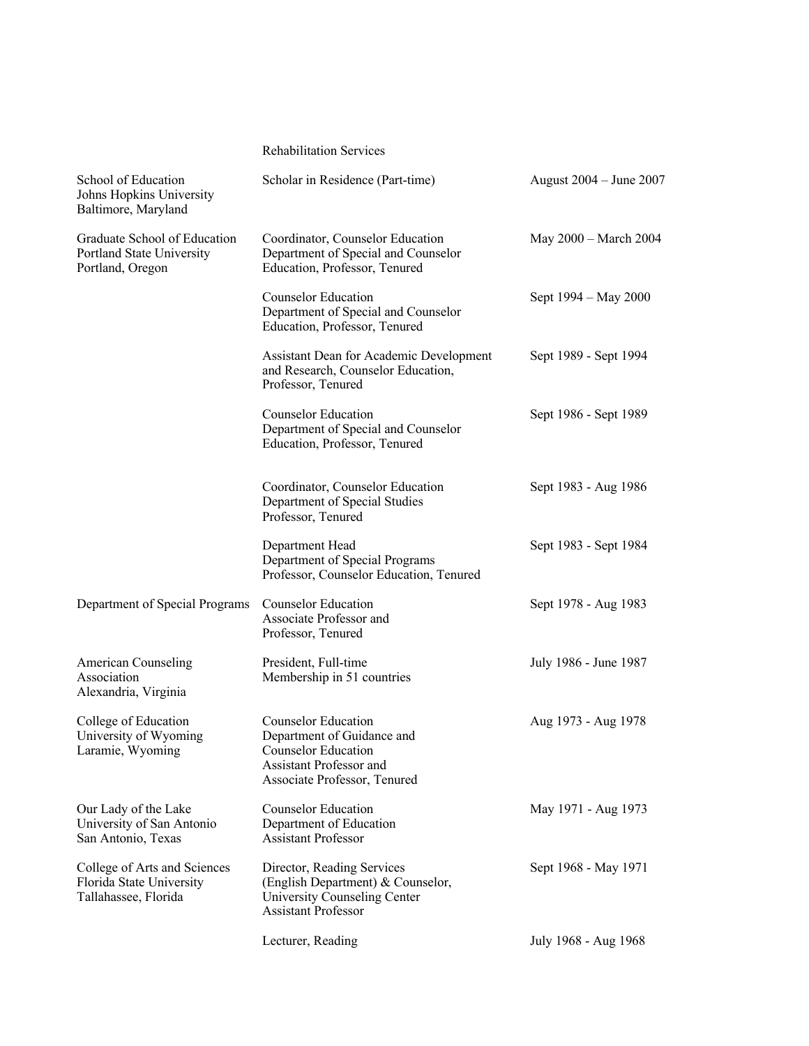| | | |
|---|---|---|
| | Rehabilitation Services | |
| School of Education<br>Johns Hopkins University<br>Baltimore, Maryland | Scholar in Residence (Part-time) | August 2004 – June 2007 |
| Graduate School of Education<br>Portland State University<br>Portland, Oregon | Coordinator, Counselor Education<br>Department of Special and Counselor Education, Professor, Tenured | May 2000 – March 2004 |
| | Counselor Education<br>Department of Special and Counselor Education, Professor, Tenured | Sept 1994 – May 2000 |
| | Assistant Dean for Academic Development and Research, Counselor Education, Professor, Tenured | Sept 1989 - Sept 1994 |
| | Counselor Education<br>Department of Special and Counselor Education, Professor, Tenured | Sept 1986 - Sept 1989 |
| | Coordinator, Counselor Education<br>Department of Special Studies<br>Professor, Tenured | Sept 1983 - Aug 1986 |
| | Department Head<br>Department of Special Programs<br>Professor, Counselor Education, Tenured | Sept 1983 - Sept 1984 |
| Department of Special Programs | Counselor Education<br>Associate Professor and<br>Professor, Tenured | Sept 1978 - Aug 1983 |
| American Counseling Association<br>Alexandria, Virginia | President, Full-time<br>Membership in 51 countries | July 1986 - June 1987 |
| College of Education<br>University of Wyoming<br>Laramie, Wyoming | Counselor Education<br>Department of Guidance and Counselor Education<br>Assistant Professor and<br>Associate Professor, Tenured | Aug 1973 - Aug 1978 |
| Our Lady of the Lake University of San Antonio<br>San Antonio, Texas | Counselor Education<br>Department of Education<br>Assistant Professor | May 1971 - Aug 1973 |
| College of Arts and Sciences<br>Florida State University<br>Tallahassee, Florida | Director, Reading Services (English Department) & Counselor, University Counseling Center<br>Assistant Professor | Sept 1968 - May 1971 |
| | Lecturer, Reading | July 1968 - Aug 1968 |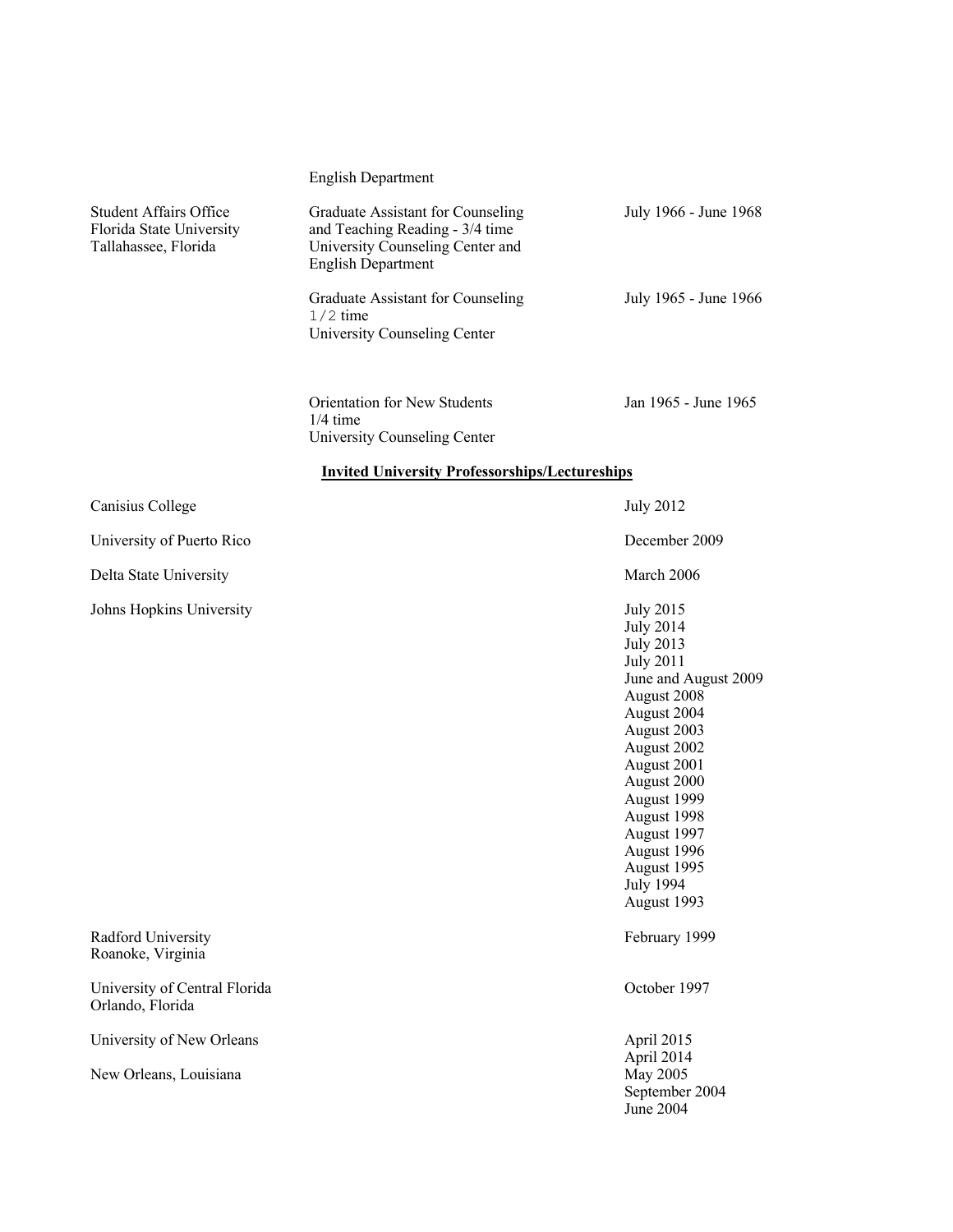| | | |
|---|---|---|
| | English Department | |
| Student Affairs Office<br>Florida State University<br>Tallahassee, Florida | Graduate Assistant for Counseling and Teaching Reading - 3/4 time<br>University Counseling Center and English Department | July 1966 - June 1968 |
| | Graduate Assistant for Counseling<br>1/2 time<br>University Counseling Center | July 1965 - June 1966 |
| | Orientation for New Students<br>1/4 time<br>University Counseling Center | Jan 1965 - June 1965 |

## Invited University Professorships/Lectureships

| | |
|---|---|
| Canisius College | July 2012 |
| University of Puerto Rico | December 2009 |
| Delta State University | March 2006 |
| Johns Hopkins University | July 2015<br>July 2014<br>July 2013<br>July 2011<br>June and August 2009<br>August 2008<br>August 2004<br>August 2003<br>August 2002<br>August 2001<br>August 2000<br>August 1999<br>August 1998<br>August 1997<br>August 1996<br>August 1995<br>July 1994<br>August 1993 |
| Radford University<br>Roanoke, Virginia | February 1999 |
| University of Central Florida<br>Orlando, Florida | October 1997 |
| University of New Orleans<br>New Orleans, Louisiana | April 2015<br>April 2014<br>May 2005<br>September 2004<br>June 2004 |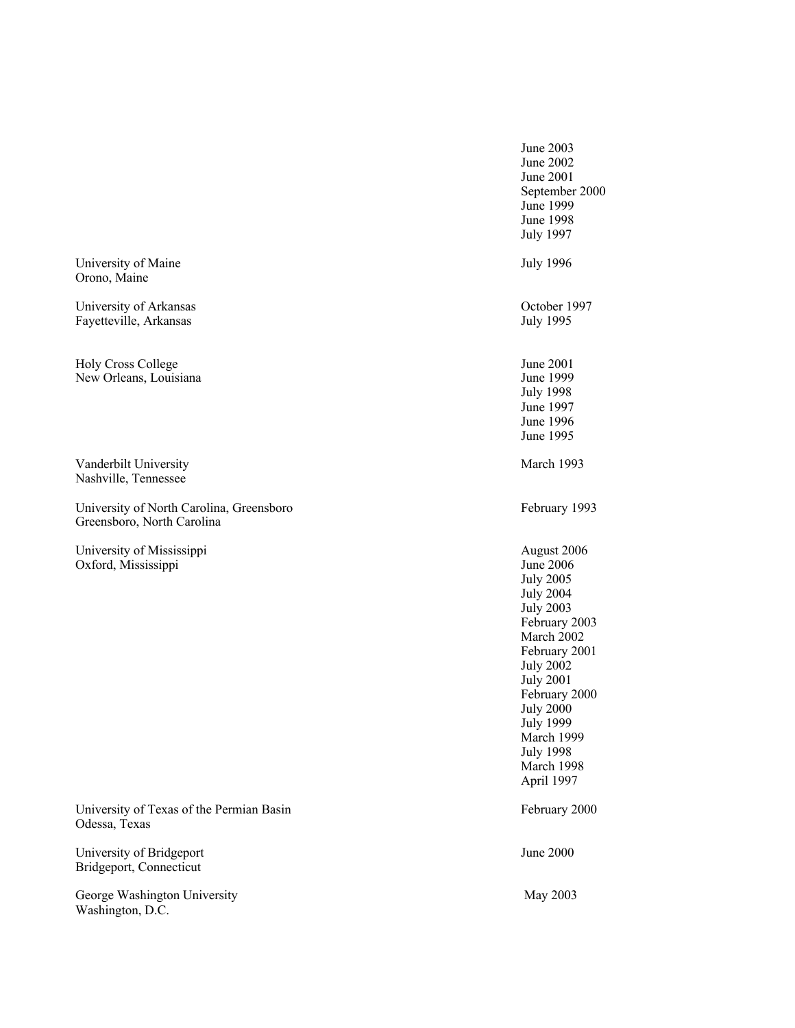| | |
|---|---|
| | June 2003<br>June 2002<br>June 2001<br>September 2000<br>June 1999<br>June 1998<br>July 1997 |
| University of Maine<br>Orono, Maine | July 1996 |
| University of Arkansas<br>Fayetteville, Arkansas | October 1997<br>July 1995 |
| Holy Cross College<br>New Orleans, Louisiana | June 2001<br>June 1999<br>July 1998<br>June 1997<br>June 1996<br>June 1995 |
| Vanderbilt University<br>Nashville, Tennessee | March 1993 |
| University of North Carolina, Greensboro<br>Greensboro, North Carolina | February 1993 |
| University of Mississippi<br>Oxford, Mississippi | August 2006<br>June 2006<br>July 2005<br>July 2004<br>July 2003<br>February 2003<br>March 2002<br>February 2001<br>July 2002<br>July 2001<br>February 2000<br>July 2000<br>July 1999<br>March 1999<br>July 1998<br>March 1998<br>April 1997 |
| University of Texas of the Permian Basin<br>Odessa, Texas | February 2000 |
| University of Bridgeport<br>Bridgeport, Connecticut | June 2000 |
| George Washington University<br>Washington, D.C. | May 2003 |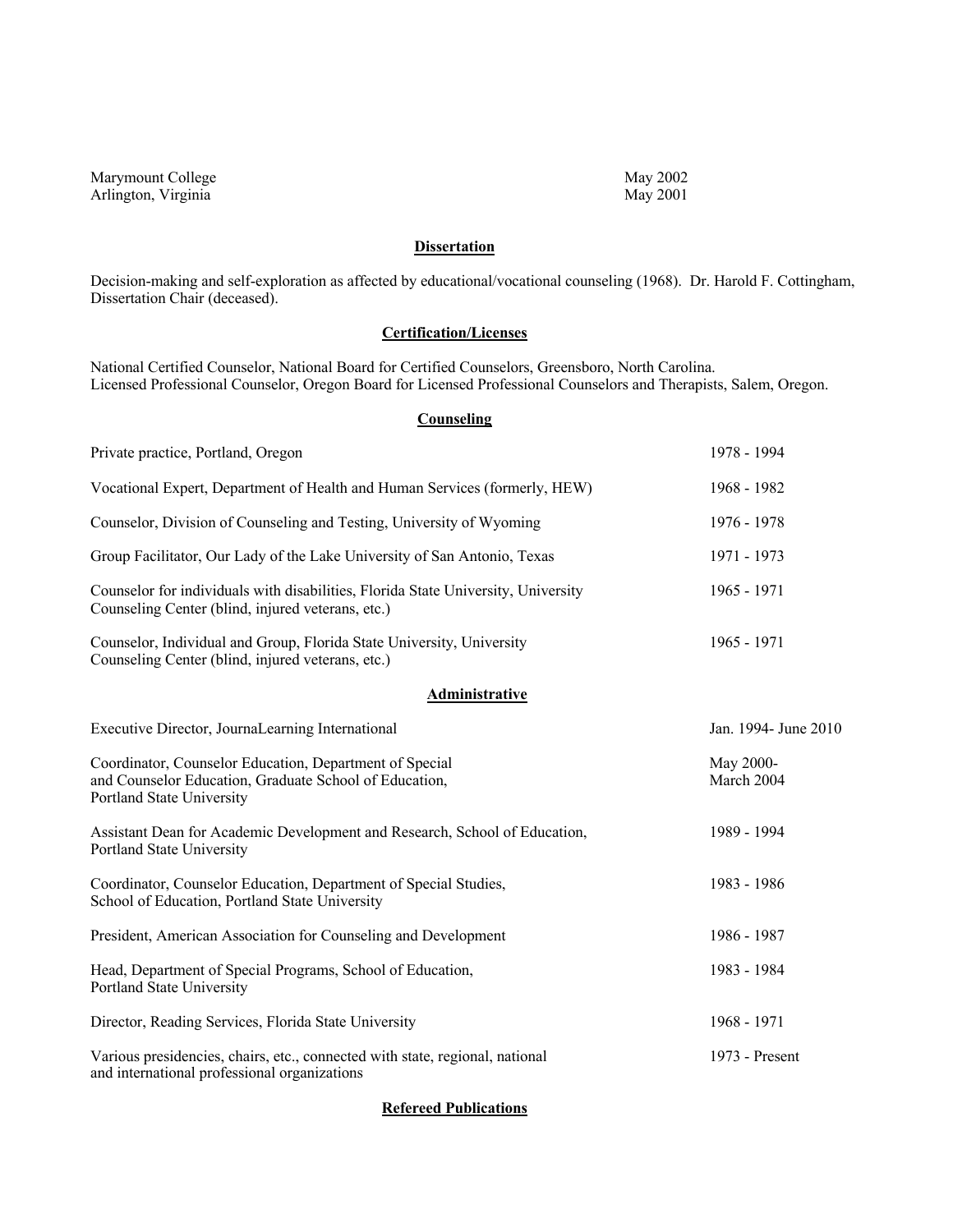Marymount College — May 2002
Arlington, Virginia — May 2001

## Dissertation

Decision-making and self-exploration as affected by educational/vocational counseling (1968). Dr. Harold F. Cottingham, Dissertation Chair (deceased).

## Certification/Licenses

National Certified Counselor, National Board for Certified Counselors, Greensboro, North Carolina.
Licensed Professional Counselor, Oregon Board for Licensed Professional Counselors and Therapists, Salem, Oregon.

## Counseling

| | |
|---|---|
| Private practice, Portland, Oregon | 1978 - 1994 |
| Vocational Expert, Department of Health and Human Services (formerly, HEW) | 1968 - 1982 |
| Counselor, Division of Counseling and Testing, University of Wyoming | 1976 - 1978 |
| Group Facilitator, Our Lady of the Lake University of San Antonio, Texas | 1971 - 1973 |
| Counselor for individuals with disabilities, Florida State University, University Counseling Center (blind, injured veterans, etc.) | 1965 - 1971 |
| Counselor, Individual and Group, Florida State University, University Counseling Center (blind, injured veterans, etc.) | 1965 - 1971 |

## Administrative

| | |
|---|---|
| Executive Director, JournaLearning International | Jan. 1994- June 2010 |
| Coordinator, Counselor Education, Department of Special and Counselor Education, Graduate School of Education, Portland State University | May 2000- March 2004 |
| Assistant Dean for Academic Development and Research, School of Education, Portland State University | 1989 - 1994 |
| Coordinator, Counselor Education, Department of Special Studies, School of Education, Portland State University | 1983 - 1986 |
| President, American Association for Counseling and Development | 1986 - 1987 |
| Head, Department of Special Programs, School of Education, Portland State University | 1983 - 1984 |
| Director, Reading Services, Florida State University | 1968 - 1971 |
| Various presidencies, chairs, etc., connected with state, regional, national and international professional organizations | 1973 - Present |

## Refereed Publications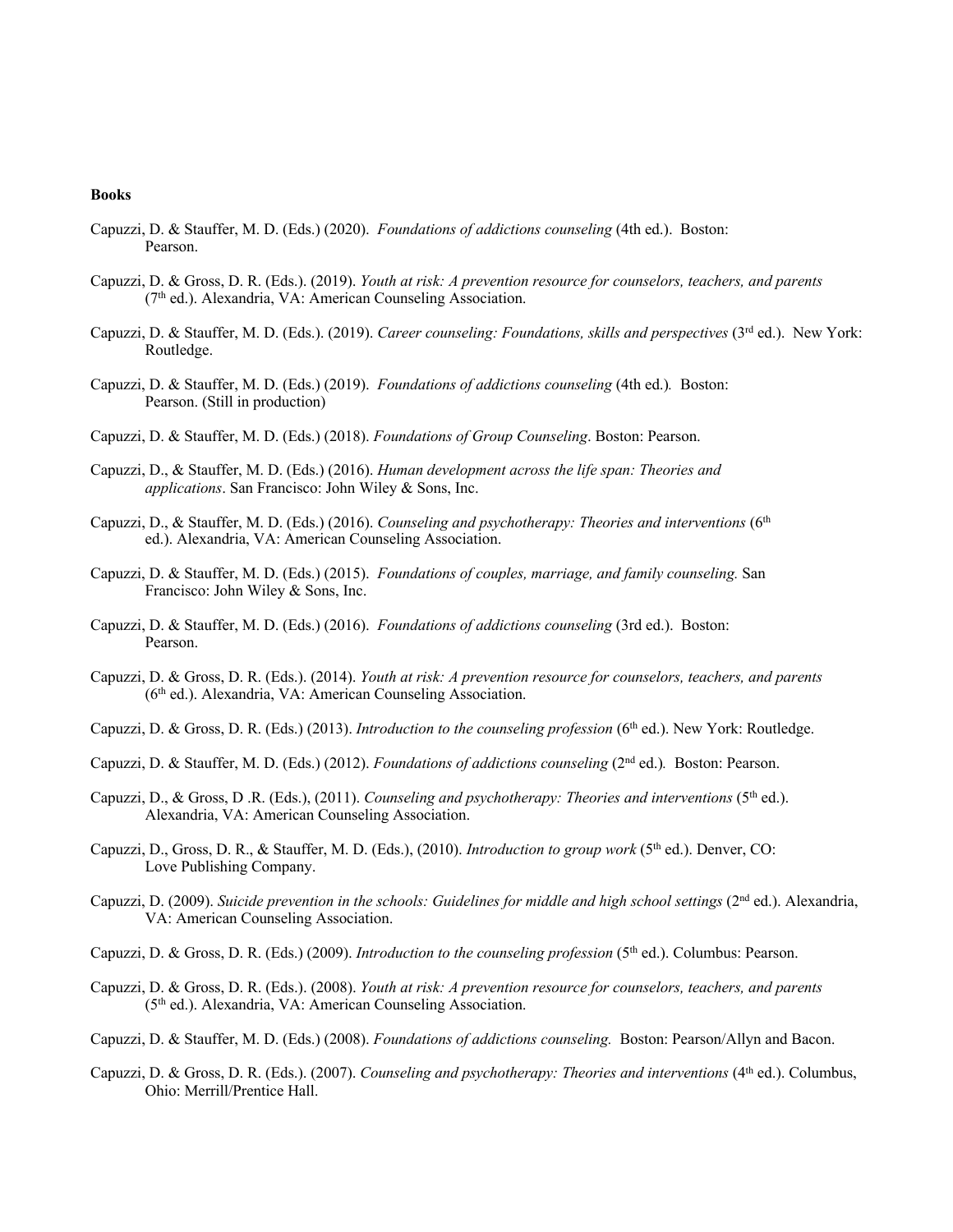**Books**

Capuzzi, D. & Stauffer, M. D. (Eds.) (2020). *Foundations of addictions counseling* (4th ed.). Boston: Pearson.

Capuzzi, D. & Gross, D. R. (Eds.). (2019). *Youth at risk: A prevention resource for counselors, teachers, and parents* (7th ed.). Alexandria, VA: American Counseling Association.

Capuzzi, D. & Stauffer, M. D. (Eds.). (2019). *Career counseling: Foundations, skills and perspectives* (3rd ed.). New York: Routledge.

Capuzzi, D. & Stauffer, M. D. (Eds.) (2019). *Foundations of addictions counseling* (4th ed.)*.* Boston: Pearson. (Still in production)

Capuzzi, D. & Stauffer, M. D. (Eds.) (2018). *Foundations of Group Counseling*. Boston: Pearson.

Capuzzi, D., & Stauffer, M. D. (Eds.) (2016). *Human development across the life span: Theories and applications*. San Francisco: John Wiley & Sons, Inc.

Capuzzi, D., & Stauffer, M. D. (Eds.) (2016). *Counseling and psychotherapy: Theories and interventions* (6th ed.). Alexandria, VA: American Counseling Association.

Capuzzi, D. & Stauffer, M. D. (Eds.) (2015). *Foundations of couples, marriage, and family counseling.* San Francisco: John Wiley & Sons, Inc.

Capuzzi, D. & Stauffer, M. D. (Eds.) (2016). *Foundations of addictions counseling* (3rd ed.). Boston: Pearson.

Capuzzi, D. & Gross, D. R. (Eds.). (2014). *Youth at risk: A prevention resource for counselors, teachers, and parents* (6th ed.). Alexandria, VA: American Counseling Association.

Capuzzi, D. & Gross, D. R. (Eds.) (2013). *Introduction to the counseling profession* (6th ed.). New York: Routledge.

Capuzzi, D. & Stauffer, M. D. (Eds.) (2012). *Foundations of addictions counseling* (2nd ed.)*.* Boston: Pearson.

Capuzzi, D., & Gross, D .R. (Eds.), (2011). *Counseling and psychotherapy: Theories and interventions* (5th ed.). Alexandria, VA: American Counseling Association.

Capuzzi, D., Gross, D. R., & Stauffer, M. D. (Eds.), (2010). *Introduction to group work* (5th ed.). Denver, CO: Love Publishing Company.

Capuzzi, D. (2009). *Suicide prevention in the schools: Guidelines for middle and high school settings* (2nd ed.). Alexandria, VA: American Counseling Association.

Capuzzi, D. & Gross, D. R. (Eds.) (2009). *Introduction to the counseling profession* (5th ed.). Columbus: Pearson.

Capuzzi, D. & Gross, D. R. (Eds.). (2008). *Youth at risk: A prevention resource for counselors, teachers, and parents* (5th ed.). Alexandria, VA: American Counseling Association.

Capuzzi, D. & Stauffer, M. D. (Eds.) (2008). *Foundations of addictions counseling.* Boston: Pearson/Allyn and Bacon.

Capuzzi, D. & Gross, D. R. (Eds.). (2007). *Counseling and psychotherapy: Theories and interventions* (4th ed.). Columbus, Ohio: Merrill/Prentice Hall.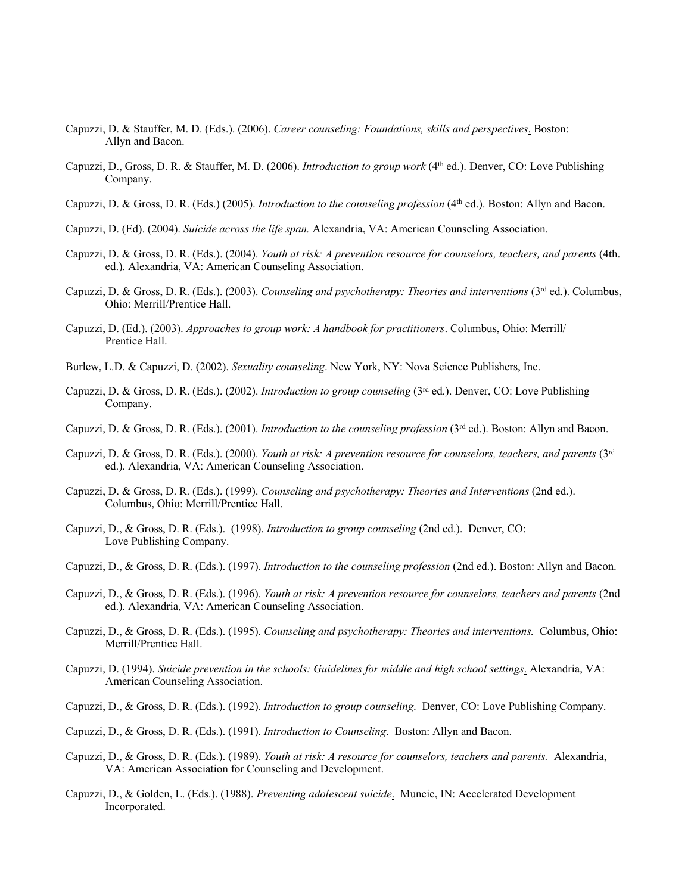Capuzzi, D. & Stauffer, M. D. (Eds.). (2006). *Career counseling: Foundations, skills and perspectives*. Boston: Allyn and Bacon.

Capuzzi, D., Gross, D. R. & Stauffer, M. D. (2006). *Introduction to group work* (4th ed.). Denver, CO: Love Publishing Company.

Capuzzi, D. & Gross, D. R. (Eds.) (2005). *Introduction to the counseling profession* (4th ed.). Boston: Allyn and Bacon.

Capuzzi, D. (Ed). (2004). *Suicide across the life span.* Alexandria, VA: American Counseling Association.

Capuzzi, D. & Gross, D. R. (Eds.). (2004). *Youth at risk: A prevention resource for counselors, teachers, and parents* (4th. ed.). Alexandria, VA: American Counseling Association.

Capuzzi, D. & Gross, D. R. (Eds.). (2003). *Counseling and psychotherapy: Theories and interventions* (3rd ed.). Columbus, Ohio: Merrill/Prentice Hall.

Capuzzi, D. (Ed.). (2003). *Approaches to group work: A handbook for practitioners*. Columbus, Ohio: Merrill/ Prentice Hall.

Burlew, L.D. & Capuzzi, D. (2002). *Sexuality counseling*. New York, NY: Nova Science Publishers, Inc.

Capuzzi, D. & Gross, D. R. (Eds.). (2002). *Introduction to group counseling* (3rd ed.). Denver, CO: Love Publishing Company.

Capuzzi, D. & Gross, D. R. (Eds.). (2001). *Introduction to the counseling profession* (3rd ed.). Boston: Allyn and Bacon.

Capuzzi, D. & Gross, D. R. (Eds.). (2000). *Youth at risk: A prevention resource for counselors, teachers, and parents* (3rd ed.). Alexandria, VA: American Counseling Association.

Capuzzi, D. & Gross, D. R. (Eds.). (1999). *Counseling and psychotherapy: Theories and Interventions* (2nd ed.). Columbus, Ohio: Merrill/Prentice Hall.

Capuzzi, D., & Gross, D. R. (Eds.). (1998). *Introduction to group counseling* (2nd ed.). Denver, CO: Love Publishing Company.

Capuzzi, D., & Gross, D. R. (Eds.). (1997). *Introduction to the counseling profession* (2nd ed.). Boston: Allyn and Bacon.

Capuzzi, D., & Gross, D. R. (Eds.). (1996). *Youth at risk: A prevention resource for counselors, teachers and parents* (2nd ed.). Alexandria, VA: American Counseling Association.

Capuzzi, D., & Gross, D. R. (Eds.). (1995). *Counseling and psychotherapy: Theories and interventions.* Columbus, Ohio: Merrill/Prentice Hall.

Capuzzi, D. (1994). *Suicide prevention in the schools: Guidelines for middle and high school settings*. Alexandria, VA: American Counseling Association.

Capuzzi, D., & Gross, D. R. (Eds.). (1992). *Introduction to group counseling*. Denver, CO: Love Publishing Company.

Capuzzi, D., & Gross, D. R. (Eds.). (1991). *Introduction to Counseling*. Boston: Allyn and Bacon.

Capuzzi, D., & Gross, D. R. (Eds.). (1989). *Youth at risk: A resource for counselors, teachers and parents.* Alexandria, VA: American Association for Counseling and Development.

Capuzzi, D., & Golden, L. (Eds.). (1988). *Preventing adolescent suicide*. Muncie, IN: Accelerated Development Incorporated.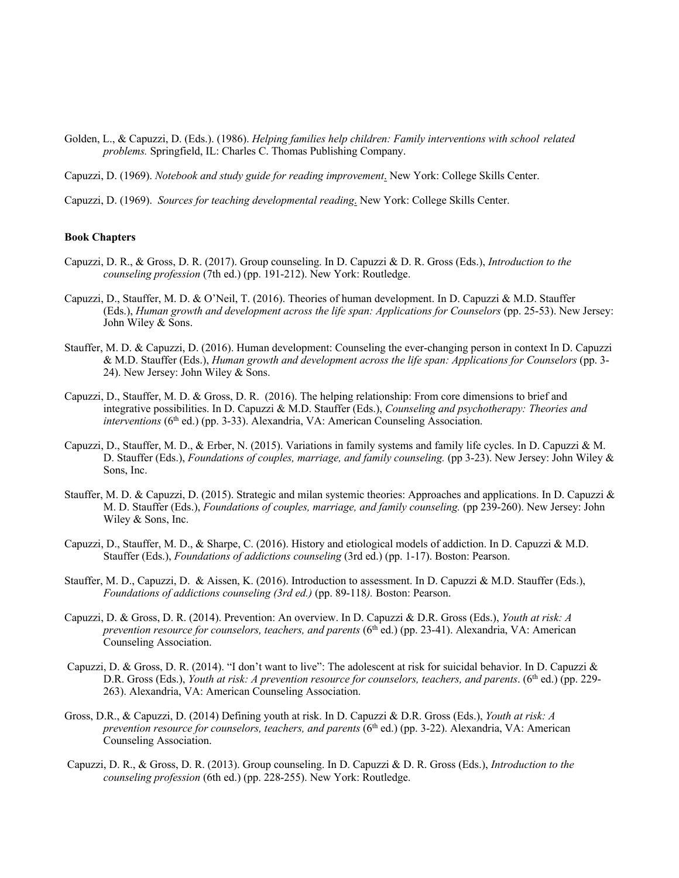Golden, L., & Capuzzi, D. (Eds.). (1986). *Helping families help children: Family interventions with school related problems.* Springfield, IL: Charles C. Thomas Publishing Company.

Capuzzi, D. (1969). *Notebook and study guide for reading improvement*. New York: College Skills Center.

Capuzzi, D. (1969). *Sources for teaching developmental reading*. New York: College Skills Center.

**Book Chapters**

Capuzzi, D. R., & Gross, D. R. (2017). Group counseling. In D. Capuzzi & D. R. Gross (Eds.), *Introduction to the counseling profession* (7th ed.) (pp. 191-212). New York: Routledge.

Capuzzi, D., Stauffer, M. D. & O'Neil, T. (2016). Theories of human development. In D. Capuzzi & M.D. Stauffer (Eds.), *Human growth and development across the life span: Applications for Counselors* (pp. 25-53). New Jersey: John Wiley & Sons.

Stauffer, M. D. & Capuzzi, D. (2016). Human development: Counseling the ever-changing person in context In D. Capuzzi & M.D. Stauffer (Eds.), *Human growth and development across the life span: Applications for Counselors* (pp. 3-24). New Jersey: John Wiley & Sons.

Capuzzi, D., Stauffer, M. D. & Gross, D. R. (2016). The helping relationship: From core dimensions to brief and integrative possibilities. In D. Capuzzi & M.D. Stauffer (Eds.), *Counseling and psychotherapy: Theories and interventions* (6th ed.) (pp. 3-33). Alexandria, VA: American Counseling Association.

Capuzzi, D., Stauffer, M. D., & Erber, N. (2015). Variations in family systems and family life cycles. In D. Capuzzi & M. D. Stauffer (Eds.), *Foundations of couples, marriage, and family counseling.* (pp 3-23). New Jersey: John Wiley & Sons, Inc.

Stauffer, M. D. & Capuzzi, D. (2015). Strategic and milan systemic theories: Approaches and applications. In D. Capuzzi & M. D. Stauffer (Eds.), *Foundations of couples, marriage, and family counseling.* (pp 239-260). New Jersey: John Wiley & Sons, Inc.

Capuzzi, D., Stauffer, M. D., & Sharpe, C. (2016). History and etiological models of addiction. In D. Capuzzi & M.D. Stauffer (Eds.), *Foundations of addictions counseling* (3rd ed.) (pp. 1-17). Boston: Pearson.

Stauffer, M. D., Capuzzi, D. & Aissen, K. (2016). Introduction to assessment. In D. Capuzzi & M.D. Stauffer (Eds.), *Foundations of addictions counseling (3rd ed.)* (pp. 89-118*).* Boston: Pearson.

Capuzzi, D. & Gross, D. R. (2014). Prevention: An overview. In D. Capuzzi & D.R. Gross (Eds.), *Youth at risk: A prevention resource for counselors, teachers, and parents* (6th ed.) (pp. 23-41). Alexandria, VA: American Counseling Association.

Capuzzi, D. & Gross, D. R. (2014). "I don't want to live": The adolescent at risk for suicidal behavior. In D. Capuzzi & D.R. Gross (Eds.), *Youth at risk: A prevention resource for counselors, teachers, and parents*. (6th ed.) (pp. 229-263). Alexandria, VA: American Counseling Association.

Gross, D.R., & Capuzzi, D. (2014) Defining youth at risk. In D. Capuzzi & D.R. Gross (Eds.), *Youth at risk: A prevention resource for counselors, teachers, and parents* (6th ed.) (pp. 3-22). Alexandria, VA: American Counseling Association.

Capuzzi, D. R., & Gross, D. R. (2013). Group counseling. In D. Capuzzi & D. R. Gross (Eds.), *Introduction to the counseling profession* (6th ed.) (pp. 228-255). New York: Routledge.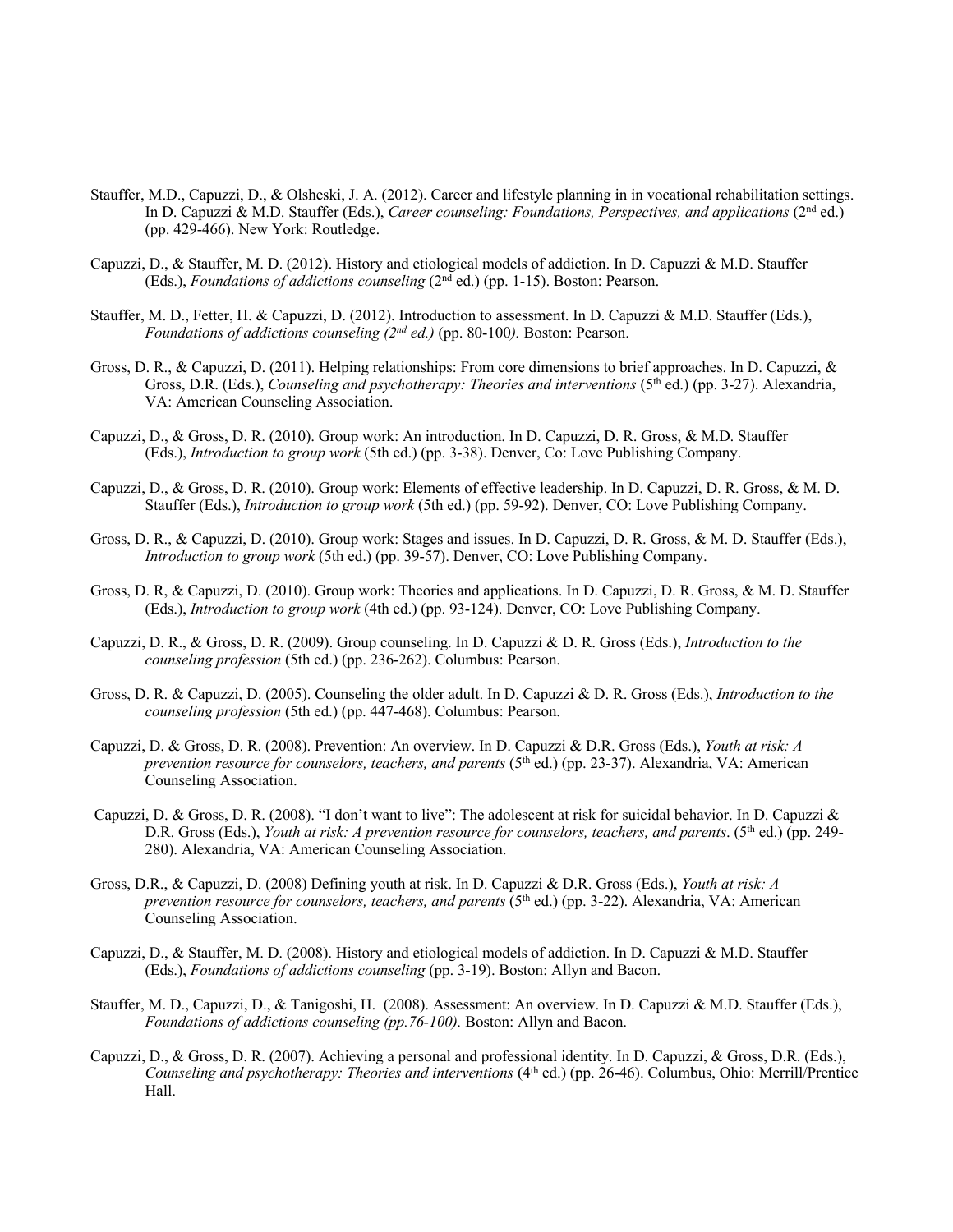Stauffer, M.D., Capuzzi, D., & Olsheski, J. A. (2012). Career and lifestyle planning in in vocational rehabilitation settings. In D. Capuzzi & M.D. Stauffer (Eds.), *Career counseling: Foundations, Perspectives, and applications* (2nd ed.) (pp. 429-466). New York: Routledge.

Capuzzi, D., & Stauffer, M. D. (2012). History and etiological models of addiction. In D. Capuzzi & M.D. Stauffer (Eds.), *Foundations of addictions counseling* (2nd ed.) (pp. 1-15). Boston: Pearson.

Stauffer, M. D., Fetter, H. & Capuzzi, D. (2012). Introduction to assessment. In D. Capuzzi & M.D. Stauffer (Eds.), *Foundations of addictions counseling (2nd ed.)* (pp. 80-100*).* Boston: Pearson.

Gross, D. R., & Capuzzi, D. (2011). Helping relationships: From core dimensions to brief approaches. In D. Capuzzi, & Gross, D.R. (Eds.), *Counseling and psychotherapy: Theories and interventions* (5th ed.) (pp. 3-27). Alexandria, VA: American Counseling Association.

Capuzzi, D., & Gross, D. R. (2010). Group work: An introduction. In D. Capuzzi, D. R. Gross, & M.D. Stauffer (Eds.), *Introduction to group work* (5th ed.) (pp. 3-38). Denver, Co: Love Publishing Company.

Capuzzi, D., & Gross, D. R. (2010). Group work: Elements of effective leadership. In D. Capuzzi, D. R. Gross, & M. D. Stauffer (Eds.), *Introduction to group work* (5th ed.) (pp. 59-92). Denver, CO: Love Publishing Company.

Gross, D. R., & Capuzzi, D. (2010). Group work: Stages and issues. In D. Capuzzi, D. R. Gross, & M. D. Stauffer (Eds.), *Introduction to group work* (5th ed.) (pp. 39-57). Denver, CO: Love Publishing Company.

Gross, D. R, & Capuzzi, D. (2010). Group work: Theories and applications. In D. Capuzzi, D. R. Gross, & M. D. Stauffer (Eds.), *Introduction to group work* (4th ed.) (pp. 93-124). Denver, CO: Love Publishing Company.

Capuzzi, D. R., & Gross, D. R. (2009). Group counseling. In D. Capuzzi & D. R. Gross (Eds.), *Introduction to the counseling profession* (5th ed.) (pp. 236-262). Columbus: Pearson.

Gross, D. R. & Capuzzi, D. (2005). Counseling the older adult. In D. Capuzzi & D. R. Gross (Eds.), *Introduction to the counseling profession* (5th ed.) (pp. 447-468). Columbus: Pearson.

Capuzzi, D. & Gross, D. R. (2008). Prevention: An overview. In D. Capuzzi & D.R. Gross (Eds.), *Youth at risk: A prevention resource for counselors, teachers, and parents* (5th ed.) (pp. 23-37). Alexandria, VA: American Counseling Association.

Capuzzi, D. & Gross, D. R. (2008). "I don't want to live": The adolescent at risk for suicidal behavior. In D. Capuzzi & D.R. Gross (Eds.), *Youth at risk: A prevention resource for counselors, teachers, and parents*. (5th ed.) (pp. 249-280). Alexandria, VA: American Counseling Association.

Gross, D.R., & Capuzzi, D. (2008) Defining youth at risk. In D. Capuzzi & D.R. Gross (Eds.), *Youth at risk: A prevention resource for counselors, teachers, and parents* (5th ed.) (pp. 3-22). Alexandria, VA: American Counseling Association.

Capuzzi, D., & Stauffer, M. D. (2008). History and etiological models of addiction. In D. Capuzzi & M.D. Stauffer (Eds.), *Foundations of addictions counseling* (pp. 3-19). Boston: Allyn and Bacon.

Stauffer, M. D., Capuzzi, D., & Tanigoshi, H. (2008). Assessment: An overview. In D. Capuzzi & M.D. Stauffer (Eds.), *Foundations of addictions counseling (pp.76-100).* Boston: Allyn and Bacon.

Capuzzi, D., & Gross, D. R. (2007). Achieving a personal and professional identity. In D. Capuzzi, & Gross, D.R. (Eds.), *Counseling and psychotherapy: Theories and interventions* (4th ed.) (pp. 26-46). Columbus, Ohio: Merrill/Prentice Hall.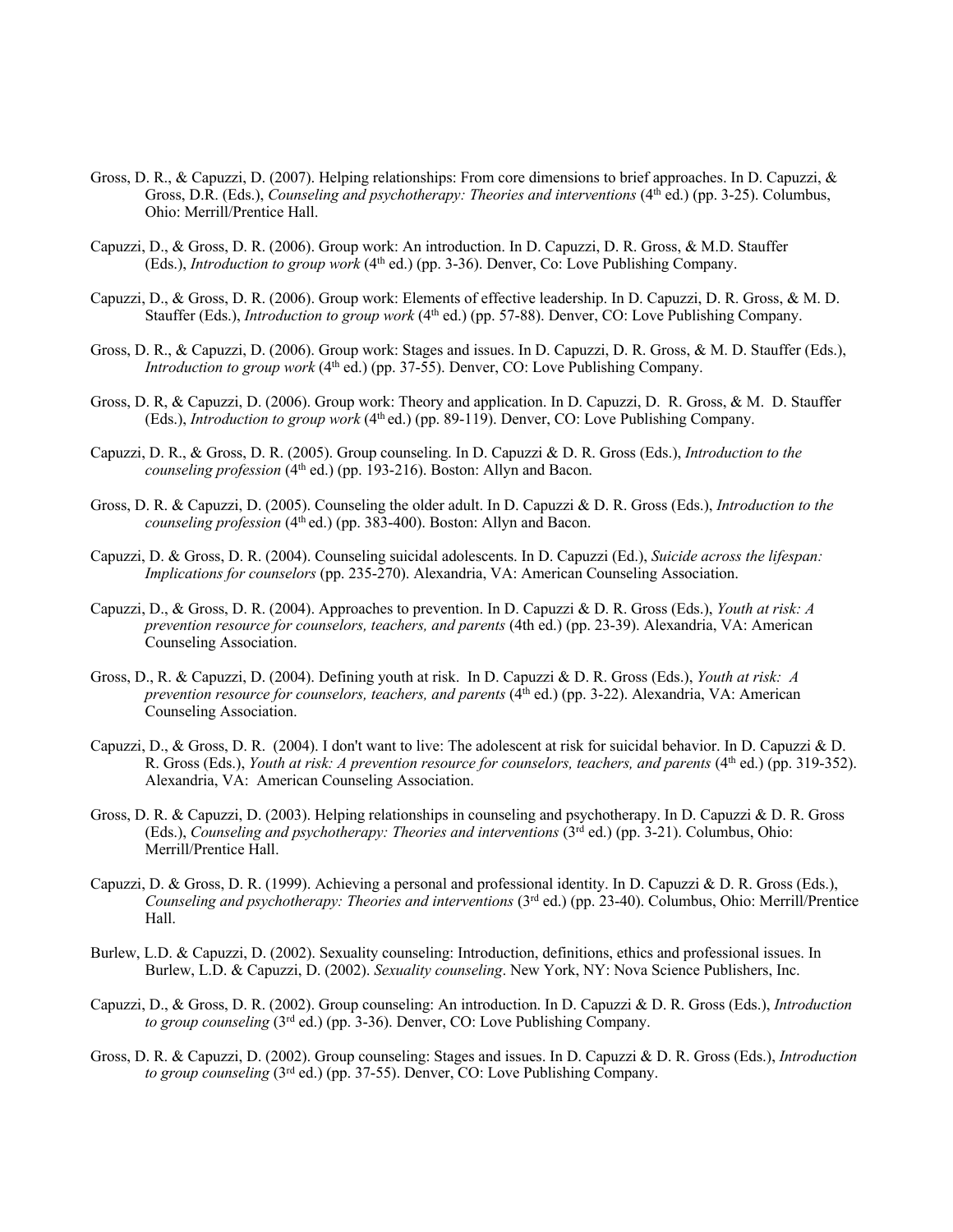Gross, D. R., & Capuzzi, D. (2007). Helping relationships: From core dimensions to brief approaches. In D. Capuzzi, & Gross, D.R. (Eds.), *Counseling and psychotherapy: Theories and interventions* (4th ed.) (pp. 3-25). Columbus, Ohio: Merrill/Prentice Hall.

Capuzzi, D., & Gross, D. R. (2006). Group work: An introduction. In D. Capuzzi, D. R. Gross, & M.D. Stauffer (Eds.), *Introduction to group work* (4th ed.) (pp. 3-36). Denver, Co: Love Publishing Company.

Capuzzi, D., & Gross, D. R. (2006). Group work: Elements of effective leadership. In D. Capuzzi, D. R. Gross, & M. D. Stauffer (Eds.), *Introduction to group work* (4th ed.) (pp. 57-88). Denver, CO: Love Publishing Company.

Gross, D. R., & Capuzzi, D. (2006). Group work: Stages and issues. In D. Capuzzi, D. R. Gross, & M. D. Stauffer (Eds.), *Introduction to group work* (4th ed.) (pp. 37-55). Denver, CO: Love Publishing Company.

Gross, D. R, & Capuzzi, D. (2006). Group work: Theory and application. In D. Capuzzi, D. R. Gross, & M. D. Stauffer (Eds.), *Introduction to group work* (4th ed.) (pp. 89-119). Denver, CO: Love Publishing Company.

Capuzzi, D. R., & Gross, D. R. (2005). Group counseling. In D. Capuzzi & D. R. Gross (Eds.), *Introduction to the counseling profession* (4th ed.) (pp. 193-216). Boston: Allyn and Bacon.

Gross, D. R. & Capuzzi, D. (2005). Counseling the older adult. In D. Capuzzi & D. R. Gross (Eds.), *Introduction to the counseling profession* (4th ed.) (pp. 383-400). Boston: Allyn and Bacon.

Capuzzi, D. & Gross, D. R. (2004). Counseling suicidal adolescents. In D. Capuzzi (Ed.), *Suicide across the lifespan: Implications for counselors* (pp. 235-270). Alexandria, VA: American Counseling Association.

Capuzzi, D., & Gross, D. R. (2004). Approaches to prevention. In D. Capuzzi & D. R. Gross (Eds.), *Youth at risk: A prevention resource for counselors, teachers, and parents* (4th ed.) (pp. 23-39). Alexandria, VA: American Counseling Association.

Gross, D., R. & Capuzzi, D. (2004). Defining youth at risk. In D. Capuzzi & D. R. Gross (Eds.), *Youth at risk: A prevention resource for counselors, teachers, and parents* (4th ed.) (pp. 3-22). Alexandria, VA: American Counseling Association.

Capuzzi, D., & Gross, D. R. (2004). I don't want to live: The adolescent at risk for suicidal behavior. In D. Capuzzi & D. R. Gross (Eds.), *Youth at risk: A prevention resource for counselors, teachers, and parents* (4th ed.) (pp. 319-352). Alexandria, VA: American Counseling Association.

Gross, D. R. & Capuzzi, D. (2003). Helping relationships in counseling and psychotherapy. In D. Capuzzi & D. R. Gross (Eds.), *Counseling and psychotherapy: Theories and interventions* (3rd ed.) (pp. 3-21). Columbus, Ohio: Merrill/Prentice Hall.

Capuzzi, D. & Gross, D. R. (1999). Achieving a personal and professional identity. In D. Capuzzi & D. R. Gross (Eds.), *Counseling and psychotherapy: Theories and interventions* (3rd ed.) (pp. 23-40). Columbus, Ohio: Merrill/Prentice Hall.

Burlew, L.D. & Capuzzi, D. (2002). Sexuality counseling: Introduction, definitions, ethics and professional issues. In Burlew, L.D. & Capuzzi, D. (2002). *Sexuality counseling*. New York, NY: Nova Science Publishers, Inc.

Capuzzi, D., & Gross, D. R. (2002). Group counseling: An introduction. In D. Capuzzi & D. R. Gross (Eds.), *Introduction to group counseling* (3rd ed.) (pp. 3-36). Denver, CO: Love Publishing Company.

Gross, D. R. & Capuzzi, D. (2002). Group counseling: Stages and issues. In D. Capuzzi & D. R. Gross (Eds.), *Introduction to group counseling* (3rd ed.) (pp. 37-55). Denver, CO: Love Publishing Company.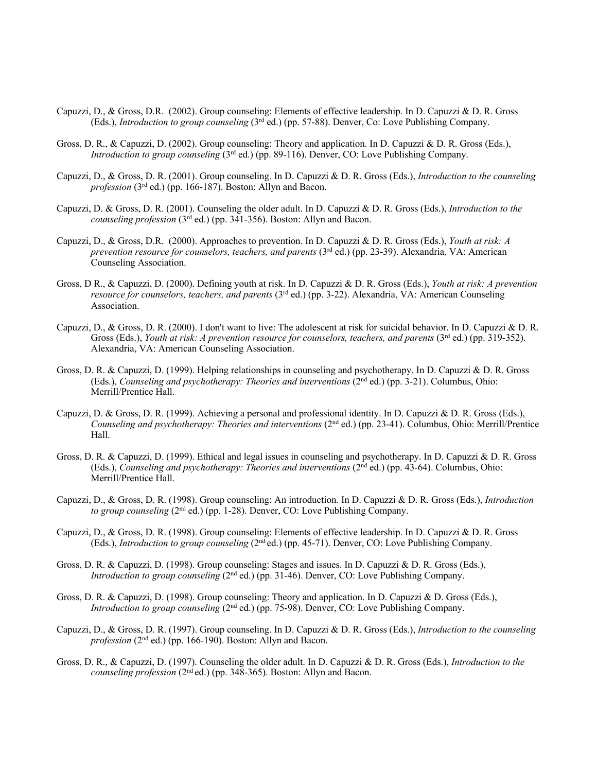Capuzzi, D., & Gross, D.R. (2002). Group counseling: Elements of effective leadership. In D. Capuzzi & D. R. Gross (Eds.), *Introduction to group counseling* (3rd ed.) (pp. 57-88). Denver, Co: Love Publishing Company.

Gross, D. R., & Capuzzi, D. (2002). Group counseling: Theory and application. In D. Capuzzi & D. R. Gross (Eds.), *Introduction to group counseling* (3rd ed.) (pp. 89-116). Denver, CO: Love Publishing Company.

Capuzzi, D., & Gross, D. R. (2001). Group counseling. In D. Capuzzi & D. R. Gross (Eds.), *Introduction to the counseling profession* (3rd ed.) (pp. 166-187). Boston: Allyn and Bacon.

Capuzzi, D. & Gross, D. R. (2001). Counseling the older adult. In D. Capuzzi & D. R. Gross (Eds.), *Introduction to the counseling profession* (3rd ed.) (pp. 341-356). Boston: Allyn and Bacon.

Capuzzi, D., & Gross, D.R. (2000). Approaches to prevention. In D. Capuzzi & D. R. Gross (Eds.), *Youth at risk: A prevention resource for counselors, teachers, and parents* (3rd ed.) (pp. 23-39). Alexandria, VA: American Counseling Association.

Gross, D R., & Capuzzi, D. (2000). Defining youth at risk. In D. Capuzzi & D. R. Gross (Eds.), *Youth at risk: A prevention resource for counselors, teachers, and parents* (3rd ed.) (pp. 3-22). Alexandria, VA: American Counseling Association.

Capuzzi, D., & Gross, D. R. (2000). I don't want to live: The adolescent at risk for suicidal behavior. In D. Capuzzi & D. R. Gross (Eds.), *Youth at risk: A prevention resource for counselors, teachers, and parents* (3rd ed.) (pp. 319-352). Alexandria, VA: American Counseling Association.

Gross, D. R. & Capuzzi, D. (1999). Helping relationships in counseling and psychotherapy. In D. Capuzzi & D. R. Gross (Eds.), *Counseling and psychotherapy: Theories and interventions* (2nd ed.) (pp. 3-21). Columbus, Ohio: Merrill/Prentice Hall.

Capuzzi, D. & Gross, D. R. (1999). Achieving a personal and professional identity. In D. Capuzzi & D. R. Gross (Eds.), *Counseling and psychotherapy: Theories and interventions* (2nd ed.) (pp. 23-41). Columbus, Ohio: Merrill/Prentice Hall.

Gross, D. R. & Capuzzi, D. (1999). Ethical and legal issues in counseling and psychotherapy. In D. Capuzzi & D. R. Gross (Eds.), *Counseling and psychotherapy: Theories and interventions* (2nd ed.) (pp. 43-64). Columbus, Ohio: Merrill/Prentice Hall.

Capuzzi, D., & Gross, D. R. (1998). Group counseling: An introduction. In D. Capuzzi & D. R. Gross (Eds.), *Introduction to group counseling* (2nd ed.) (pp. 1-28). Denver, CO: Love Publishing Company.

Capuzzi, D., & Gross, D. R. (1998). Group counseling: Elements of effective leadership. In D. Capuzzi & D. R. Gross (Eds.), *Introduction to group counseling* (2nd ed.) (pp. 45-71). Denver, CO: Love Publishing Company.

Gross, D. R. & Capuzzi, D. (1998). Group counseling: Stages and issues. In D. Capuzzi & D. R. Gross (Eds.), *Introduction to group counseling* (2nd ed.) (pp. 31-46). Denver, CO: Love Publishing Company.

Gross, D. R. & Capuzzi, D. (1998). Group counseling: Theory and application. In D. Capuzzi & D. Gross (Eds.), *Introduction to group counseling* (2nd ed.) (pp. 75-98). Denver, CO: Love Publishing Company.

Capuzzi, D., & Gross, D. R. (1997). Group counseling. In D. Capuzzi & D. R. Gross (Eds.), *Introduction to the counseling profession* (2nd ed.) (pp. 166-190). Boston: Allyn and Bacon.

Gross, D. R., & Capuzzi, D. (1997). Counseling the older adult. In D. Capuzzi & D. R. Gross (Eds.), *Introduction to the counseling profession* (2nd ed.) (pp. 348-365). Boston: Allyn and Bacon.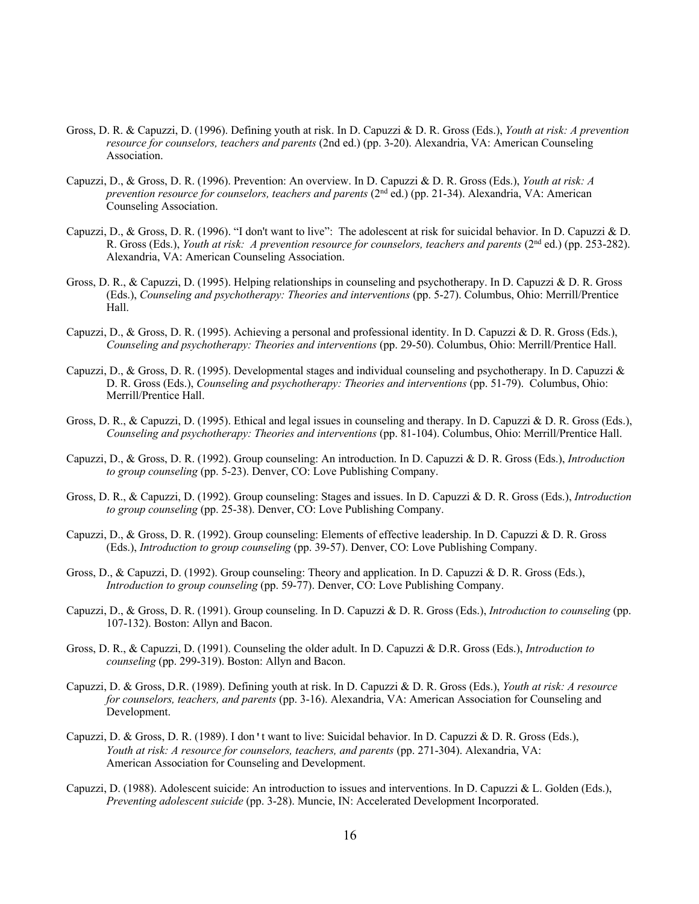Gross, D. R. & Capuzzi, D. (1996). Defining youth at risk. In D. Capuzzi & D. R. Gross (Eds.), *Youth at risk: A prevention resource for counselors, teachers and parents* (2nd ed.) (pp. 3-20). Alexandria, VA: American Counseling Association.

Capuzzi, D., & Gross, D. R. (1996). Prevention: An overview. In D. Capuzzi & D. R. Gross (Eds.), *Youth at risk: A prevention resource for counselors, teachers and parents* (2nd ed.) (pp. 21-34). Alexandria, VA: American Counseling Association.

Capuzzi, D., & Gross, D. R. (1996). "I don't want to live": The adolescent at risk for suicidal behavior. In D. Capuzzi & D. R. Gross (Eds.), *Youth at risk: A prevention resource for counselors, teachers and parents* (2nd ed.) (pp. 253-282). Alexandria, VA: American Counseling Association.

Gross, D. R., & Capuzzi, D. (1995). Helping relationships in counseling and psychotherapy. In D. Capuzzi & D. R. Gross (Eds.), *Counseling and psychotherapy: Theories and interventions* (pp. 5-27). Columbus, Ohio: Merrill/Prentice Hall.

Capuzzi, D., & Gross, D. R. (1995). Achieving a personal and professional identity. In D. Capuzzi & D. R. Gross (Eds.), *Counseling and psychotherapy: Theories and interventions* (pp. 29-50). Columbus, Ohio: Merrill/Prentice Hall.

Capuzzi, D., & Gross, D. R. (1995). Developmental stages and individual counseling and psychotherapy. In D. Capuzzi & D. R. Gross (Eds.), *Counseling and psychotherapy: Theories and interventions* (pp. 51-79). Columbus, Ohio: Merrill/Prentice Hall.

Gross, D. R., & Capuzzi, D. (1995). Ethical and legal issues in counseling and therapy. In D. Capuzzi & D. R. Gross (Eds.), *Counseling and psychotherapy: Theories and interventions* (pp. 81-104). Columbus, Ohio: Merrill/Prentice Hall.

Capuzzi, D., & Gross, D. R. (1992). Group counseling: An introduction. In D. Capuzzi & D. R. Gross (Eds.), *Introduction to group counseling* (pp. 5-23). Denver, CO: Love Publishing Company.

Gross, D. R., & Capuzzi, D. (1992). Group counseling: Stages and issues. In D. Capuzzi & D. R. Gross (Eds.), *Introduction to group counseling* (pp. 25-38). Denver, CO: Love Publishing Company.

Capuzzi, D., & Gross, D. R. (1992). Group counseling: Elements of effective leadership. In D. Capuzzi & D. R. Gross (Eds.), *Introduction to group counseling* (pp. 39-57). Denver, CO: Love Publishing Company.

Gross, D., & Capuzzi, D. (1992). Group counseling: Theory and application. In D. Capuzzi & D. R. Gross (Eds.), *Introduction to group counseling* (pp. 59-77). Denver, CO: Love Publishing Company.

Capuzzi, D., & Gross, D. R. (1991). Group counseling. In D. Capuzzi & D. R. Gross (Eds.), *Introduction to counseling* (pp. 107-132). Boston: Allyn and Bacon.

Gross, D. R., & Capuzzi, D. (1991). Counseling the older adult. In D. Capuzzi & D.R. Gross (Eds.), *Introduction to counseling* (pp. 299-319). Boston: Allyn and Bacon.

Capuzzi, D. & Gross, D.R. (1989). Defining youth at risk. In D. Capuzzi & D. R. Gross (Eds.), *Youth at risk: A resource for counselors, teachers, and parents* (pp. 3-16). Alexandria, VA: American Association for Counseling and Development.

Capuzzi, D. & Gross, D. R. (1989). I don't want to live: Suicidal behavior. In D. Capuzzi & D. R. Gross (Eds.), *Youth at risk: A resource for counselors, teachers, and parents* (pp. 271-304). Alexandria, VA: American Association for Counseling and Development.

Capuzzi, D. (1988). Adolescent suicide: An introduction to issues and interventions. In D. Capuzzi & L. Golden (Eds.), *Preventing adolescent suicide* (pp. 3-28). Muncie, IN: Accelerated Development Incorporated.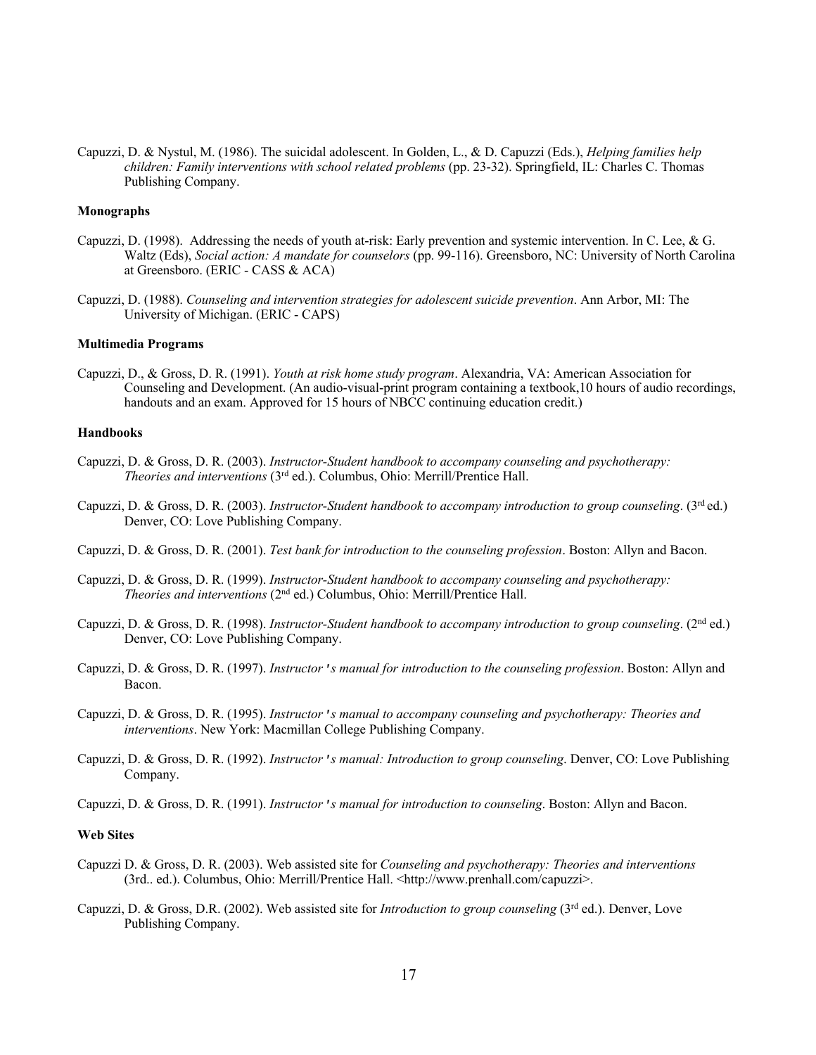Capuzzi, D. & Nystul, M. (1986). The suicidal adolescent. In Golden, L., & D. Capuzzi (Eds.), *Helping families help children: Family interventions with school related problems* (pp. 23-32). Springfield, IL: Charles C. Thomas Publishing Company.

**Monographs**

Capuzzi, D. (1998). Addressing the needs of youth at-risk: Early prevention and systemic intervention. In C. Lee, & G. Waltz (Eds), *Social action: A mandate for counselors* (pp. 99-116). Greensboro, NC: University of North Carolina at Greensboro. (ERIC - CASS & ACA)

Capuzzi, D. (1988). *Counseling and intervention strategies for adolescent suicide prevention*. Ann Arbor, MI: The University of Michigan. (ERIC - CAPS)

**Multimedia Programs**

Capuzzi, D., & Gross, D. R. (1991). *Youth at risk home study program*. Alexandria, VA: American Association for Counseling and Development. (An audio-visual-print program containing a textbook,10 hours of audio recordings, handouts and an exam. Approved for 15 hours of NBCC continuing education credit.)

**Handbooks**

Capuzzi, D. & Gross, D. R. (2003). *Instructor-Student handbook to accompany counseling and psychotherapy: Theories and interventions* (3rd ed.). Columbus, Ohio: Merrill/Prentice Hall.

Capuzzi, D. & Gross, D. R. (2003). *Instructor-Student handbook to accompany introduction to group counseling*. (3rd ed.) Denver, CO: Love Publishing Company.

Capuzzi, D. & Gross, D. R. (2001). *Test bank for introduction to the counseling profession*. Boston: Allyn and Bacon.

Capuzzi, D. & Gross, D. R. (1999). *Instructor-Student handbook to accompany counseling and psychotherapy: Theories and interventions* (2nd ed.) Columbus, Ohio: Merrill/Prentice Hall.

Capuzzi, D. & Gross, D. R. (1998). *Instructor-Student handbook to accompany introduction to group counseling*. (2nd ed.) Denver, CO: Love Publishing Company.

Capuzzi, D. & Gross, D. R. (1997). *Instructor's manual for introduction to the counseling profession*. Boston: Allyn and Bacon.

Capuzzi, D. & Gross, D. R. (1995). *Instructor's manual to accompany counseling and psychotherapy: Theories and interventions*. New York: Macmillan College Publishing Company.

Capuzzi, D. & Gross, D. R. (1992). *Instructor's manual: Introduction to group counseling*. Denver, CO: Love Publishing Company.

Capuzzi, D. & Gross, D. R. (1991). *Instructor's manual for introduction to counseling*. Boston: Allyn and Bacon.

**Web Sites**

Capuzzi D. & Gross, D. R. (2003). Web assisted site for *Counseling and psychotherapy: Theories and interventions* (3rd.. ed.). Columbus, Ohio: Merrill/Prentice Hall. <http://www.prenhall.com/capuzzi>.

Capuzzi, D. & Gross, D.R. (2002). Web assisted site for *Introduction to group counseling* (3rd ed.). Denver, Love Publishing Company.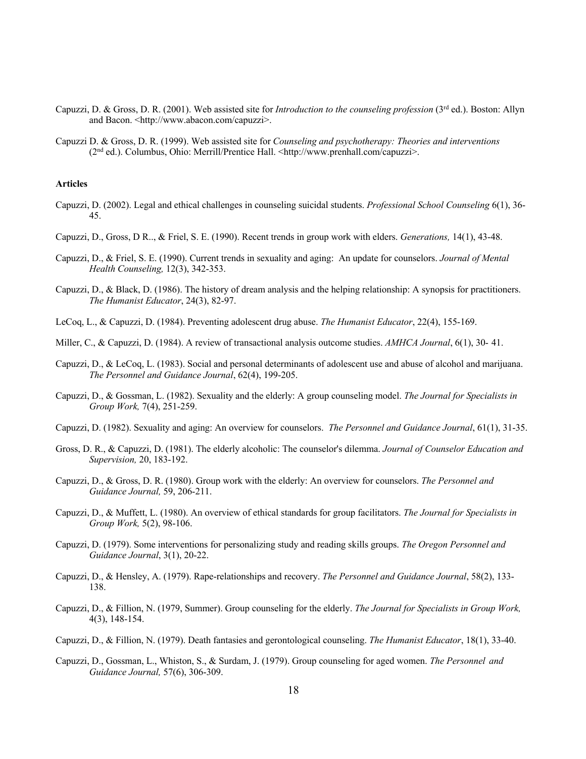Capuzzi, D. & Gross, D. R. (2001). Web assisted site for *Introduction to the counseling profession* (3rd ed.). Boston: Allyn and Bacon. <http://www.abacon.com/capuzzi>.

Capuzzi D. & Gross, D. R. (1999). Web assisted site for *Counseling and psychotherapy: Theories and interventions* (2nd ed.). Columbus, Ohio: Merrill/Prentice Hall. <http://www.prenhall.com/capuzzi>.

**Articles**

Capuzzi, D. (2002). Legal and ethical challenges in counseling suicidal students. *Professional School Counseling* 6(1), 36-45.

Capuzzi, D., Gross, D R.., & Friel, S. E. (1990). Recent trends in group work with elders. *Generations,* 14(1), 43-48.

Capuzzi, D., & Friel, S. E. (1990). Current trends in sexuality and aging: An update for counselors. *Journal of Mental Health Counseling,* 12(3), 342-353.

Capuzzi, D., & Black, D. (1986). The history of dream analysis and the helping relationship: A synopsis for practitioners. *The Humanist Educator*, 24(3), 82-97.

LeCoq, L., & Capuzzi, D. (1984). Preventing adolescent drug abuse. *The Humanist Educator*, 22(4), 155-169.

Miller, C., & Capuzzi, D. (1984). A review of transactional analysis outcome studies. *AMHCA Journal*, 6(1), 30- 41.

Capuzzi, D., & LeCoq, L. (1983). Social and personal determinants of adolescent use and abuse of alcohol and marijuana. *The Personnel and Guidance Journal*, 62(4), 199-205.

Capuzzi, D., & Gossman, L. (1982). Sexuality and the elderly: A group counseling model. *The Journal for Specialists in Group Work,* 7(4), 251-259.

Capuzzi, D. (1982). Sexuality and aging: An overview for counselors. *The Personnel and Guidance Journal*, 61(1), 31-35.

Gross, D. R., & Capuzzi, D. (1981). The elderly alcoholic: The counselor's dilemma. *Journal of Counselor Education and Supervision,* 20, 183-192.

Capuzzi, D., & Gross, D. R. (1980). Group work with the elderly: An overview for counselors. *The Personnel and Guidance Journal,* 59, 206-211.

Capuzzi, D., & Muffett, L. (1980). An overview of ethical standards for group facilitators. *The Journal for Specialists in Group Work,* 5(2), 98-106.

Capuzzi, D. (1979). Some interventions for personalizing study and reading skills groups. *The Oregon Personnel and Guidance Journal*, 3(1), 20-22.

Capuzzi, D., & Hensley, A. (1979). Rape-relationships and recovery. *The Personnel and Guidance Journal*, 58(2), 133-138.

Capuzzi, D., & Fillion, N. (1979, Summer). Group counseling for the elderly. *The Journal for Specialists in Group Work,* 4(3), 148-154.

Capuzzi, D., & Fillion, N. (1979). Death fantasies and gerontological counseling. *The Humanist Educator*, 18(1), 33-40.

Capuzzi, D., Gossman, L., Whiston, S., & Surdam, J. (1979). Group counseling for aged women. *The Personnel and Guidance Journal,* 57(6), 306-309.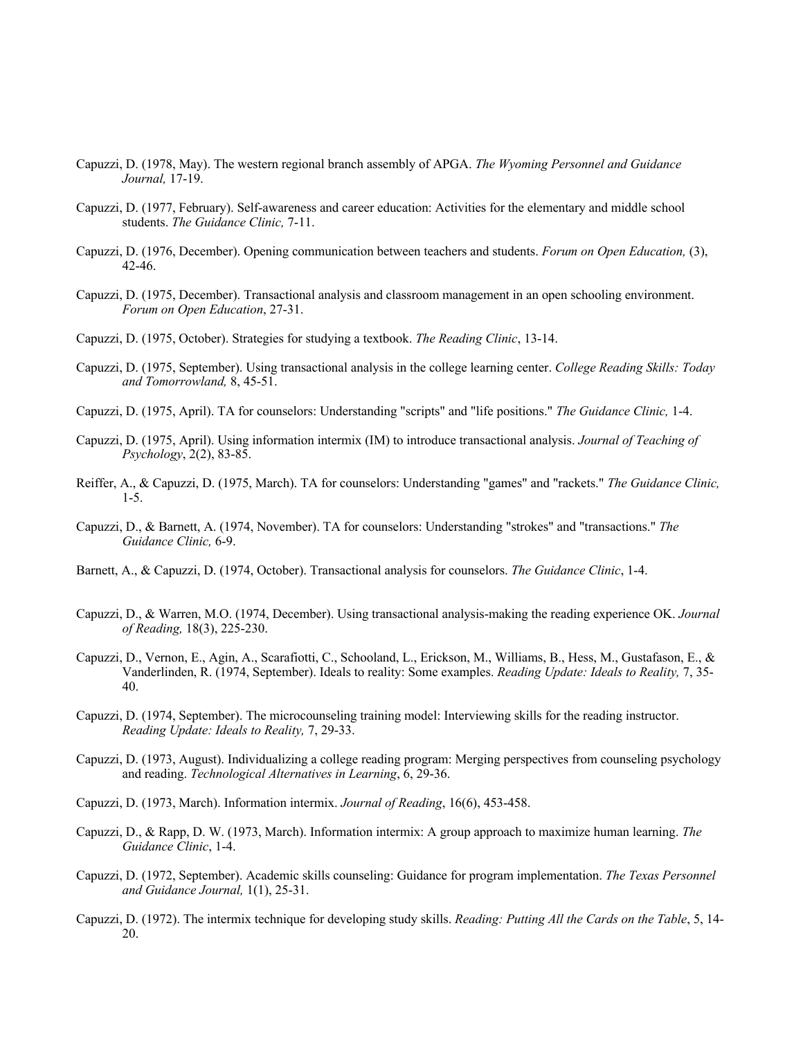Capuzzi, D. (1978, May). The western regional branch assembly of APGA. *The Wyoming Personnel and Guidance Journal,* 17-19.

Capuzzi, D. (1977, February). Self-awareness and career education: Activities for the elementary and middle school students. *The Guidance Clinic,* 7-11.

Capuzzi, D. (1976, December). Opening communication between teachers and students. *Forum on Open Education,* (3), 42-46.

Capuzzi, D. (1975, December). Transactional analysis and classroom management in an open schooling environment. *Forum on Open Education*, 27-31.

Capuzzi, D. (1975, October). Strategies for studying a textbook. *The Reading Clinic*, 13-14.

Capuzzi, D. (1975, September). Using transactional analysis in the college learning center. *College Reading Skills: Today and Tomorrowland,* 8, 45-51.

Capuzzi, D. (1975, April). TA for counselors: Understanding "scripts" and "life positions." *The Guidance Clinic,* 1-4.

Capuzzi, D. (1975, April). Using information intermix (IM) to introduce transactional analysis. *Journal of Teaching of Psychology*, 2(2), 83-85.

Reiffer, A., & Capuzzi, D. (1975, March). TA for counselors: Understanding "games" and "rackets." *The Guidance Clinic,* 1-5.

Capuzzi, D., & Barnett, A. (1974, November). TA for counselors: Understanding "strokes" and "transactions." *The Guidance Clinic,* 6-9.

Barnett, A., & Capuzzi, D. (1974, October). Transactional analysis for counselors. *The Guidance Clinic*, 1-4.

Capuzzi, D., & Warren, M.O. (1974, December). Using transactional analysis-making the reading experience OK. *Journal of Reading,* 18(3), 225-230.

Capuzzi, D., Vernon, E., Agin, A., Scarafiotti, C., Schooland, L., Erickson, M., Williams, B., Hess, M., Gustafason, E., & Vanderlinden, R. (1974, September). Ideals to reality: Some examples. *Reading Update: Ideals to Reality,* 7, 35-40.

Capuzzi, D. (1974, September). The microcounseling training model: Interviewing skills for the reading instructor. *Reading Update: Ideals to Reality,* 7, 29-33.

Capuzzi, D. (1973, August). Individualizing a college reading program: Merging perspectives from counseling psychology and reading. *Technological Alternatives in Learning*, 6, 29-36.

Capuzzi, D. (1973, March). Information intermix. *Journal of Reading*, 16(6), 453-458.

Capuzzi, D., & Rapp, D. W. (1973, March). Information intermix: A group approach to maximize human learning. *The Guidance Clinic*, 1-4.

Capuzzi, D. (1972, September). Academic skills counseling: Guidance for program implementation. *The Texas Personnel and Guidance Journal,* 1(1), 25-31.

Capuzzi, D. (1972). The intermix technique for developing study skills. *Reading: Putting All the Cards on the Table*, 5, 14-20.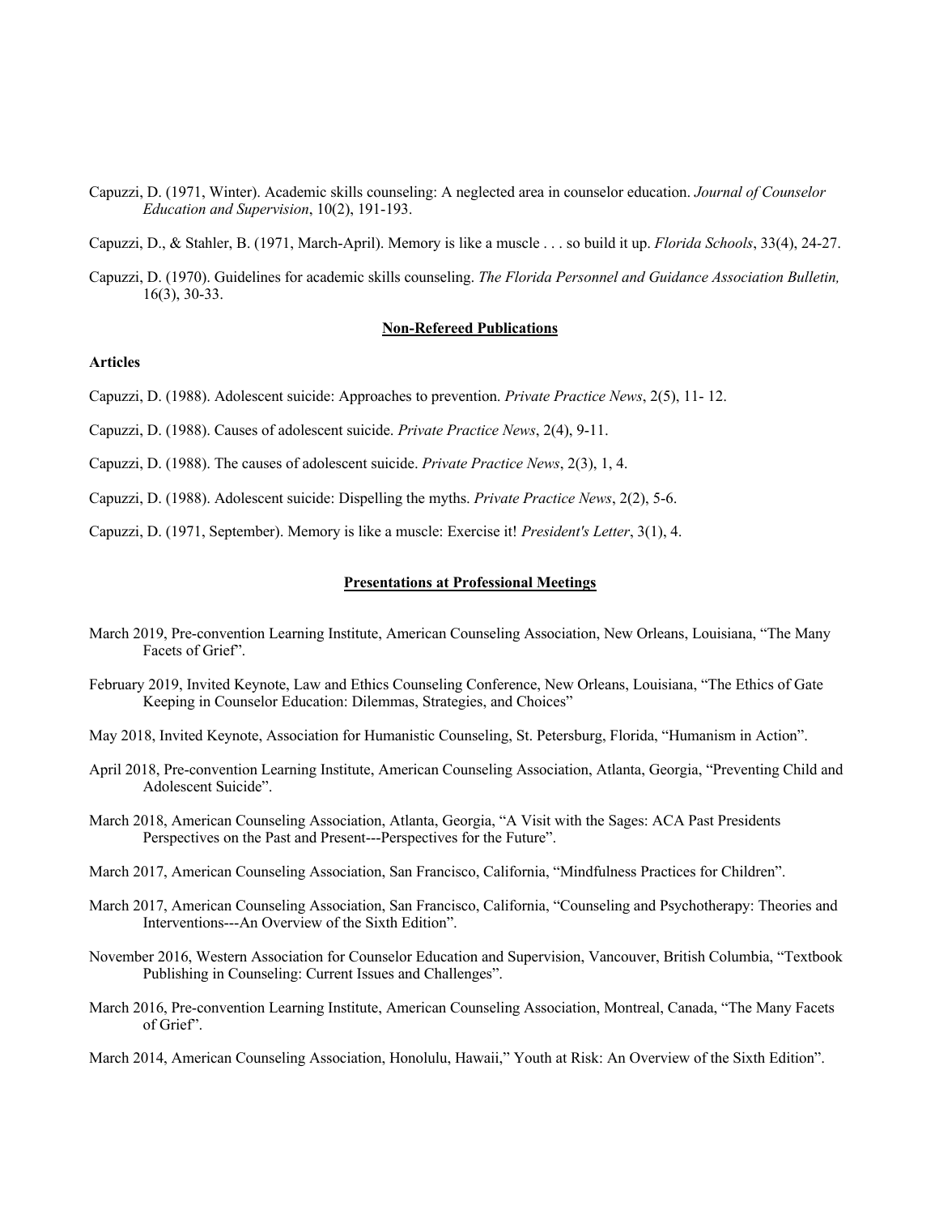Capuzzi, D. (1971, Winter). Academic skills counseling: A neglected area in counselor education. *Journal of Counselor Education and Supervision*, 10(2), 191-193.

Capuzzi, D., & Stahler, B. (1971, March-April). Memory is like a muscle . . . so build it up. *Florida Schools*, 33(4), 24-27.

Capuzzi, D. (1970). Guidelines for academic skills counseling. *The Florida Personnel and Guidance Association Bulletin,* 16(3), 30-33.

## Non-Refereed Publications

**Articles**

Capuzzi, D. (1988). Adolescent suicide: Approaches to prevention. *Private Practice News*, 2(5), 11- 12.

Capuzzi, D. (1988). Causes of adolescent suicide. *Private Practice News*, 2(4), 9-11.

Capuzzi, D. (1988). The causes of adolescent suicide. *Private Practice News*, 2(3), 1, 4.

Capuzzi, D. (1988). Adolescent suicide: Dispelling the myths. *Private Practice News*, 2(2), 5-6.

Capuzzi, D. (1971, September). Memory is like a muscle: Exercise it! *President's Letter*, 3(1), 4.

## Presentations at Professional Meetings

March 2019, Pre-convention Learning Institute, American Counseling Association, New Orleans, Louisiana, "The Many Facets of Grief".

February 2019, Invited Keynote, Law and Ethics Counseling Conference, New Orleans, Louisiana, "The Ethics of Gate Keeping in Counselor Education: Dilemmas, Strategies, and Choices"

May 2018, Invited Keynote, Association for Humanistic Counseling, St. Petersburg, Florida, "Humanism in Action".

April 2018, Pre-convention Learning Institute, American Counseling Association, Atlanta, Georgia, "Preventing Child and Adolescent Suicide".

March 2018, American Counseling Association, Atlanta, Georgia, "A Visit with the Sages: ACA Past Presidents Perspectives on the Past and Present---Perspectives for the Future".

March 2017, American Counseling Association, San Francisco, California, "Mindfulness Practices for Children".

March 2017, American Counseling Association, San Francisco, California, "Counseling and Psychotherapy: Theories and Interventions---An Overview of the Sixth Edition".

November 2016, Western Association for Counselor Education and Supervision, Vancouver, British Columbia, "Textbook Publishing in Counseling: Current Issues and Challenges".

March 2016, Pre-convention Learning Institute, American Counseling Association, Montreal, Canada, "The Many Facets of Grief".

March 2014, American Counseling Association, Honolulu, Hawaii," Youth at Risk: An Overview of the Sixth Edition".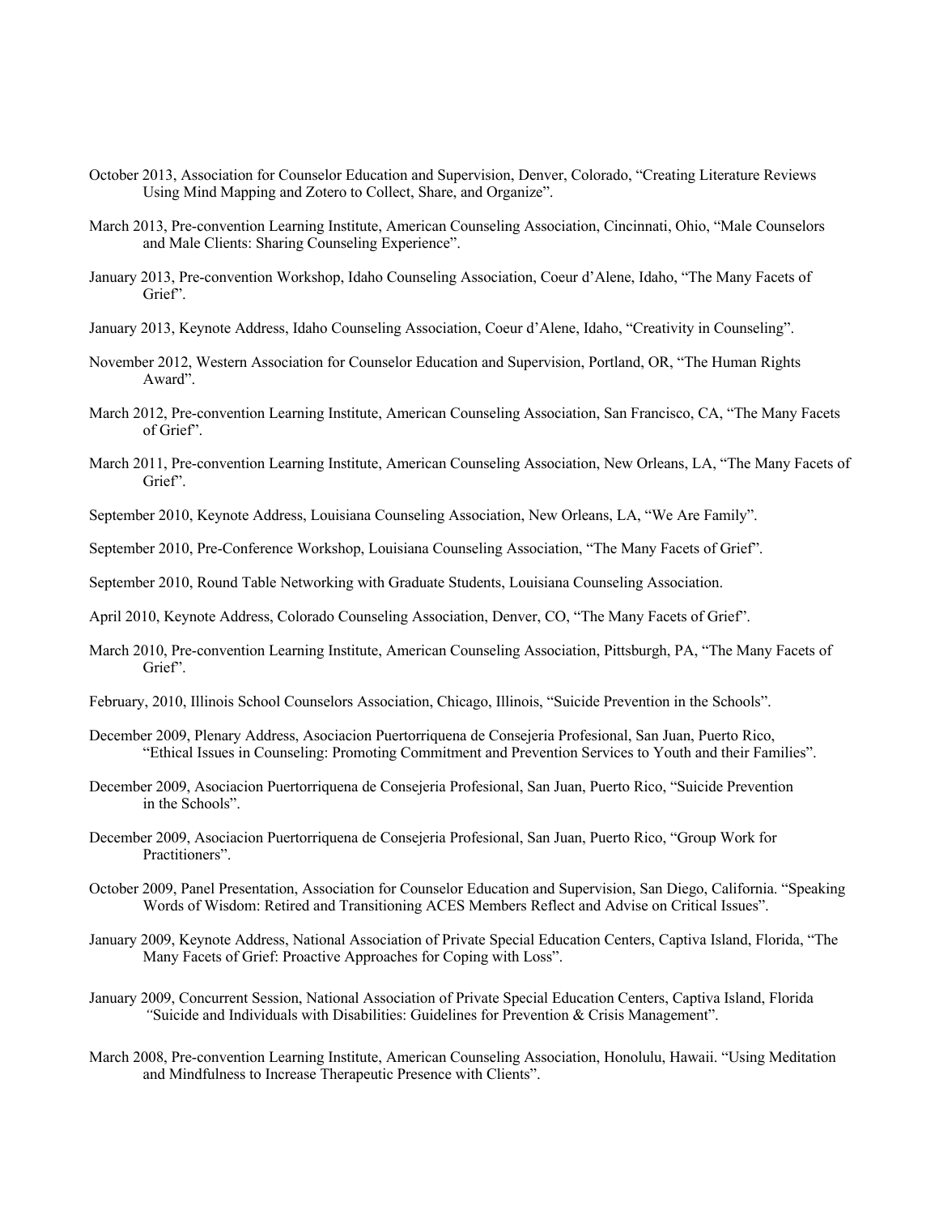October 2013, Association for Counselor Education and Supervision, Denver, Colorado, "Creating Literature Reviews Using Mind Mapping and Zotero to Collect, Share, and Organize".

March 2013, Pre-convention Learning Institute, American Counseling Association, Cincinnati, Ohio, "Male Counselors and Male Clients: Sharing Counseling Experience".

January 2013, Pre-convention Workshop, Idaho Counseling Association, Coeur d'Alene, Idaho, "The Many Facets of Grief".

January 2013, Keynote Address, Idaho Counseling Association, Coeur d'Alene, Idaho, "Creativity in Counseling".

November 2012, Western Association for Counselor Education and Supervision, Portland, OR, "The Human Rights Award".

March 2012, Pre-convention Learning Institute, American Counseling Association, San Francisco, CA, "The Many Facets of Grief".

March 2011, Pre-convention Learning Institute, American Counseling Association, New Orleans, LA, "The Many Facets of Grief".

September 2010, Keynote Address, Louisiana Counseling Association, New Orleans, LA, "We Are Family".

September 2010, Pre-Conference Workshop, Louisiana Counseling Association, "The Many Facets of Grief".

September 2010, Round Table Networking with Graduate Students, Louisiana Counseling Association.

April 2010, Keynote Address, Colorado Counseling Association, Denver, CO, "The Many Facets of Grief".

March 2010, Pre-convention Learning Institute, American Counseling Association, Pittsburgh, PA, "The Many Facets of Grief".

February, 2010, Illinois School Counselors Association, Chicago, Illinois, "Suicide Prevention in the Schools".

December 2009, Plenary Address, Asociacion Puertorriquena de Consejeria Profesional, San Juan, Puerto Rico, "Ethical Issues in Counseling: Promoting Commitment and Prevention Services to Youth and their Families".

December 2009, Asociacion Puertorriquena de Consejeria Profesional, San Juan, Puerto Rico, "Suicide Prevention in the Schools".

December 2009, Asociacion Puertorriquena de Consejeria Profesional, San Juan, Puerto Rico, "Group Work for Practitioners".

October 2009, Panel Presentation, Association for Counselor Education and Supervision, San Diego, California. "Speaking Words of Wisdom: Retired and Transitioning ACES Members Reflect and Advise on Critical Issues".

January 2009, Keynote Address, National Association of Private Special Education Centers, Captiva Island, Florida, "The Many Facets of Grief: Proactive Approaches for Coping with Loss".

January 2009, Concurrent Session, National Association of Private Special Education Centers, Captiva Island, Florida "Suicide and Individuals with Disabilities: Guidelines for Prevention & Crisis Management".

March 2008, Pre-convention Learning Institute, American Counseling Association, Honolulu, Hawaii. "Using Meditation and Mindfulness to Increase Therapeutic Presence with Clients".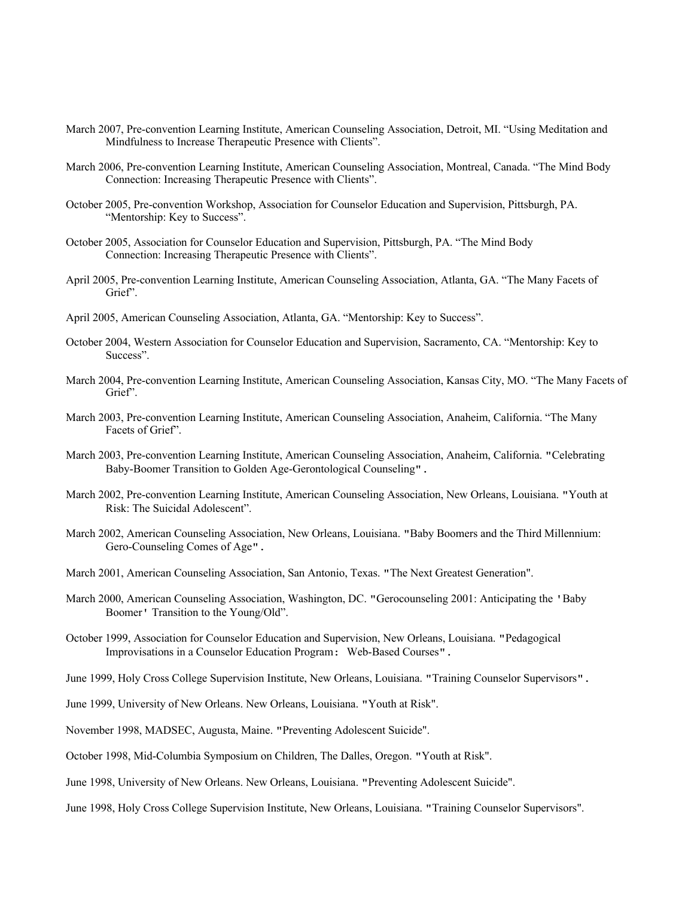March 2007, Pre-convention Learning Institute, American Counseling Association, Detroit, MI. "Using Meditation and Mindfulness to Increase Therapeutic Presence with Clients".

March 2006, Pre-convention Learning Institute, American Counseling Association, Montreal, Canada. "The Mind Body Connection: Increasing Therapeutic Presence with Clients".

October 2005, Pre-convention Workshop, Association for Counselor Education and Supervision, Pittsburgh, PA. "Mentorship: Key to Success".

October 2005, Association for Counselor Education and Supervision, Pittsburgh, PA. "The Mind Body Connection: Increasing Therapeutic Presence with Clients".

April 2005, Pre-convention Learning Institute, American Counseling Association, Atlanta, GA. "The Many Facets of Grief".

April 2005, American Counseling Association, Atlanta, GA. "Mentorship: Key to Success".

October 2004, Western Association for Counselor Education and Supervision, Sacramento, CA. "Mentorship: Key to Success".

March 2004, Pre-convention Learning Institute, American Counseling Association, Kansas City, MO. "The Many Facets of Grief".

March 2003, Pre-convention Learning Institute, American Counseling Association, Anaheim, California. "The Many Facets of Grief".

March 2003, Pre-convention Learning Institute, American Counseling Association, Anaheim, California. "Celebrating Baby-Boomer Transition to Golden Age-Gerontological Counseling".

March 2002, Pre-convention Learning Institute, American Counseling Association, New Orleans, Louisiana. "Youth at Risk: The Suicidal Adolescent".

March 2002, American Counseling Association, New Orleans, Louisiana. "Baby Boomers and the Third Millennium: Gero-Counseling Comes of Age".

March 2001, American Counseling Association, San Antonio, Texas. "The Next Greatest Generation".

March 2000, American Counseling Association, Washington, DC. "Gerocounseling 2001: Anticipating the 'Baby Boomer' Transition to the Young/Old".

October 1999, Association for Counselor Education and Supervision, New Orleans, Louisiana. "Pedagogical Improvisations in a Counselor Education Program: Web-Based Courses".

June 1999, Holy Cross College Supervision Institute, New Orleans, Louisiana. "Training Counselor Supervisors".

June 1999, University of New Orleans. New Orleans, Louisiana. "Youth at Risk".

November 1998, MADSEC, Augusta, Maine. "Preventing Adolescent Suicide".

October 1998, Mid-Columbia Symposium on Children, The Dalles, Oregon. "Youth at Risk".

June 1998, University of New Orleans. New Orleans, Louisiana. "Preventing Adolescent Suicide".

June 1998, Holy Cross College Supervision Institute, New Orleans, Louisiana. "Training Counselor Supervisors".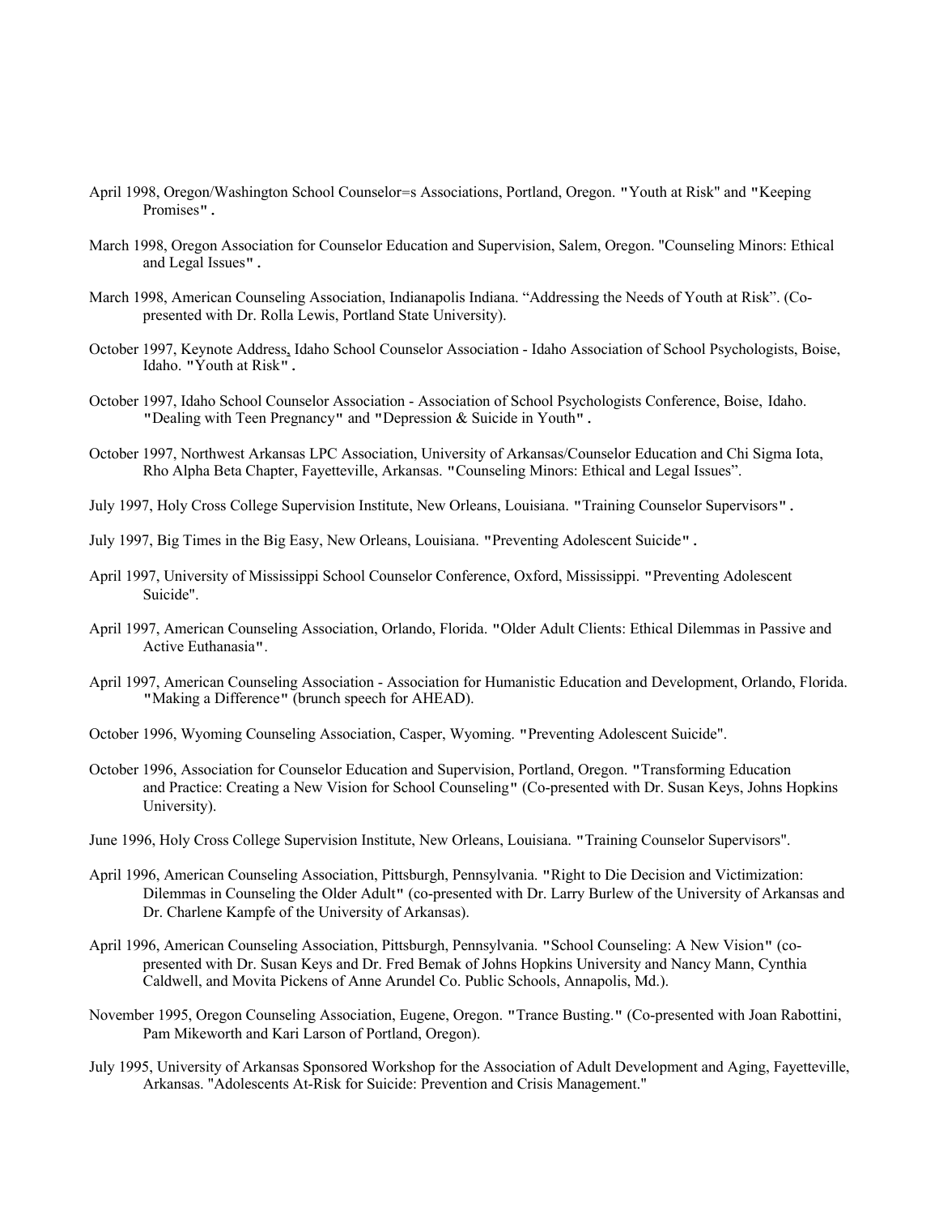April 1998, Oregon/Washington School Counselor=s Associations, Portland, Oregon. "Youth at Risk" and "Keeping Promises".

March 1998, Oregon Association for Counselor Education and Supervision, Salem, Oregon. "Counseling Minors: Ethical and Legal Issues".

March 1998, American Counseling Association, Indianapolis Indiana. "Addressing the Needs of Youth at Risk". (Co-presented with Dr. Rolla Lewis, Portland State University).

October 1997, Keynote Address, Idaho School Counselor Association - Idaho Association of School Psychologists, Boise, Idaho. "Youth at Risk".

October 1997, Idaho School Counselor Association - Association of School Psychologists Conference, Boise, Idaho. "Dealing with Teen Pregnancy" and "Depression & Suicide in Youth".

October 1997, Northwest Arkansas LPC Association, University of Arkansas/Counselor Education and Chi Sigma Iota, Rho Alpha Beta Chapter, Fayetteville, Arkansas. "Counseling Minors: Ethical and Legal Issues".

July 1997, Holy Cross College Supervision Institute, New Orleans, Louisiana. "Training Counselor Supervisors".

July 1997, Big Times in the Big Easy, New Orleans, Louisiana. "Preventing Adolescent Suicide".

April 1997, University of Mississippi School Counselor Conference, Oxford, Mississippi. "Preventing Adolescent Suicide".

April 1997, American Counseling Association, Orlando, Florida. "Older Adult Clients: Ethical Dilemmas in Passive and Active Euthanasia".

April 1997, American Counseling Association - Association for Humanistic Education and Development, Orlando, Florida. "Making a Difference" (brunch speech for AHEAD).

October 1996, Wyoming Counseling Association, Casper, Wyoming. "Preventing Adolescent Suicide".

October 1996, Association for Counselor Education and Supervision, Portland, Oregon. "Transforming Education and Practice: Creating a New Vision for School Counseling" (Co-presented with Dr. Susan Keys, Johns Hopkins University).

June 1996, Holy Cross College Supervision Institute, New Orleans, Louisiana. "Training Counselor Supervisors".

April 1996, American Counseling Association, Pittsburgh, Pennsylvania. "Right to Die Decision and Victimization: Dilemmas in Counseling the Older Adult" (co-presented with Dr. Larry Burlew of the University of Arkansas and Dr. Charlene Kampfe of the University of Arkansas).

April 1996, American Counseling Association, Pittsburgh, Pennsylvania. "School Counseling: A New Vision" (co-presented with Dr. Susan Keys and Dr. Fred Bemak of Johns Hopkins University and Nancy Mann, Cynthia Caldwell, and Movita Pickens of Anne Arundel Co. Public Schools, Annapolis, Md.).

November 1995, Oregon Counseling Association, Eugene, Oregon. "Trance Busting." (Co-presented with Joan Rabottini, Pam Mikeworth and Kari Larson of Portland, Oregon).

July 1995, University of Arkansas Sponsored Workshop for the Association of Adult Development and Aging, Fayetteville, Arkansas. "Adolescents At-Risk for Suicide: Prevention and Crisis Management."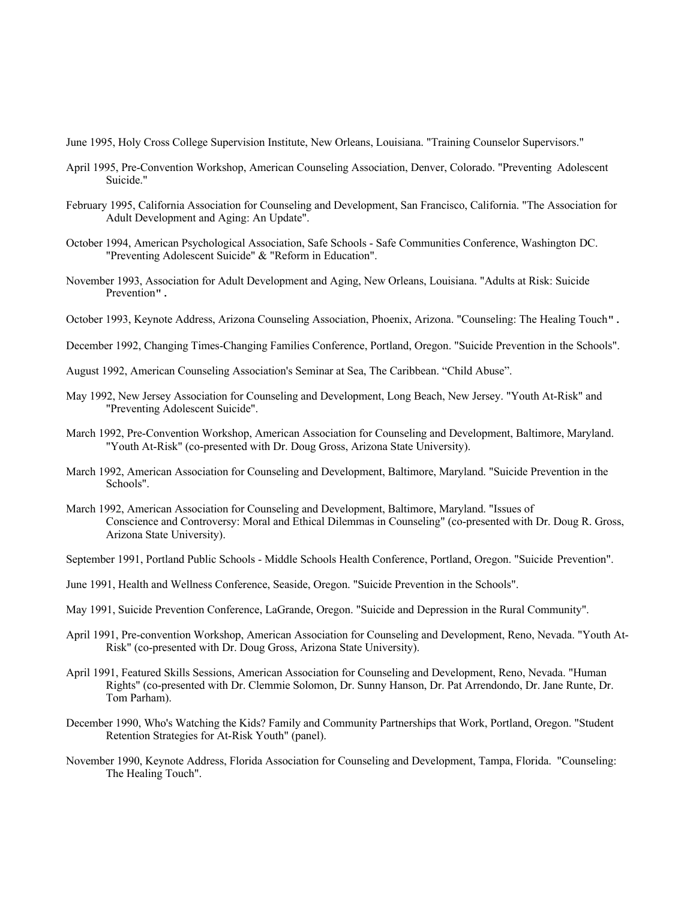June 1995, Holy Cross College Supervision Institute, New Orleans, Louisiana. "Training Counselor Supervisors."

April 1995, Pre-Convention Workshop, American Counseling Association, Denver, Colorado. "Preventing Adolescent Suicide."

February 1995, California Association for Counseling and Development, San Francisco, California. "The Association for Adult Development and Aging: An Update".

October 1994, American Psychological Association, Safe Schools - Safe Communities Conference, Washington DC. "Preventing Adolescent Suicide" & "Reform in Education".

November 1993, Association for Adult Development and Aging, New Orleans, Louisiana. "Adults at Risk: Suicide Prevention".

October 1993, Keynote Address, Arizona Counseling Association, Phoenix, Arizona. "Counseling: The Healing Touch".

December 1992, Changing Times-Changing Families Conference, Portland, Oregon. "Suicide Prevention in the Schools".

August 1992, American Counseling Association's Seminar at Sea, The Caribbean. "Child Abuse".

May 1992, New Jersey Association for Counseling and Development, Long Beach, New Jersey. "Youth At-Risk" and "Preventing Adolescent Suicide".

March 1992, Pre-Convention Workshop, American Association for Counseling and Development, Baltimore, Maryland. "Youth At-Risk" (co-presented with Dr. Doug Gross, Arizona State University).

March 1992, American Association for Counseling and Development, Baltimore, Maryland. "Suicide Prevention in the Schools".

March 1992, American Association for Counseling and Development, Baltimore, Maryland. "Issues of Conscience and Controversy: Moral and Ethical Dilemmas in Counseling" (co-presented with Dr. Doug R. Gross, Arizona State University).

September 1991, Portland Public Schools - Middle Schools Health Conference, Portland, Oregon. "Suicide Prevention".

June 1991, Health and Wellness Conference, Seaside, Oregon. "Suicide Prevention in the Schools".

May 1991, Suicide Prevention Conference, LaGrande, Oregon. "Suicide and Depression in the Rural Community".

April 1991, Pre-convention Workshop, American Association for Counseling and Development, Reno, Nevada. "Youth At-Risk" (co-presented with Dr. Doug Gross, Arizona State University).

April 1991, Featured Skills Sessions, American Association for Counseling and Development, Reno, Nevada. "Human Rights" (co-presented with Dr. Clemmie Solomon, Dr. Sunny Hanson, Dr. Pat Arrendondo, Dr. Jane Runte, Dr. Tom Parham).

December 1990, Who's Watching the Kids? Family and Community Partnerships that Work, Portland, Oregon. "Student Retention Strategies for At-Risk Youth" (panel).

November 1990, Keynote Address, Florida Association for Counseling and Development, Tampa, Florida. "Counseling: The Healing Touch".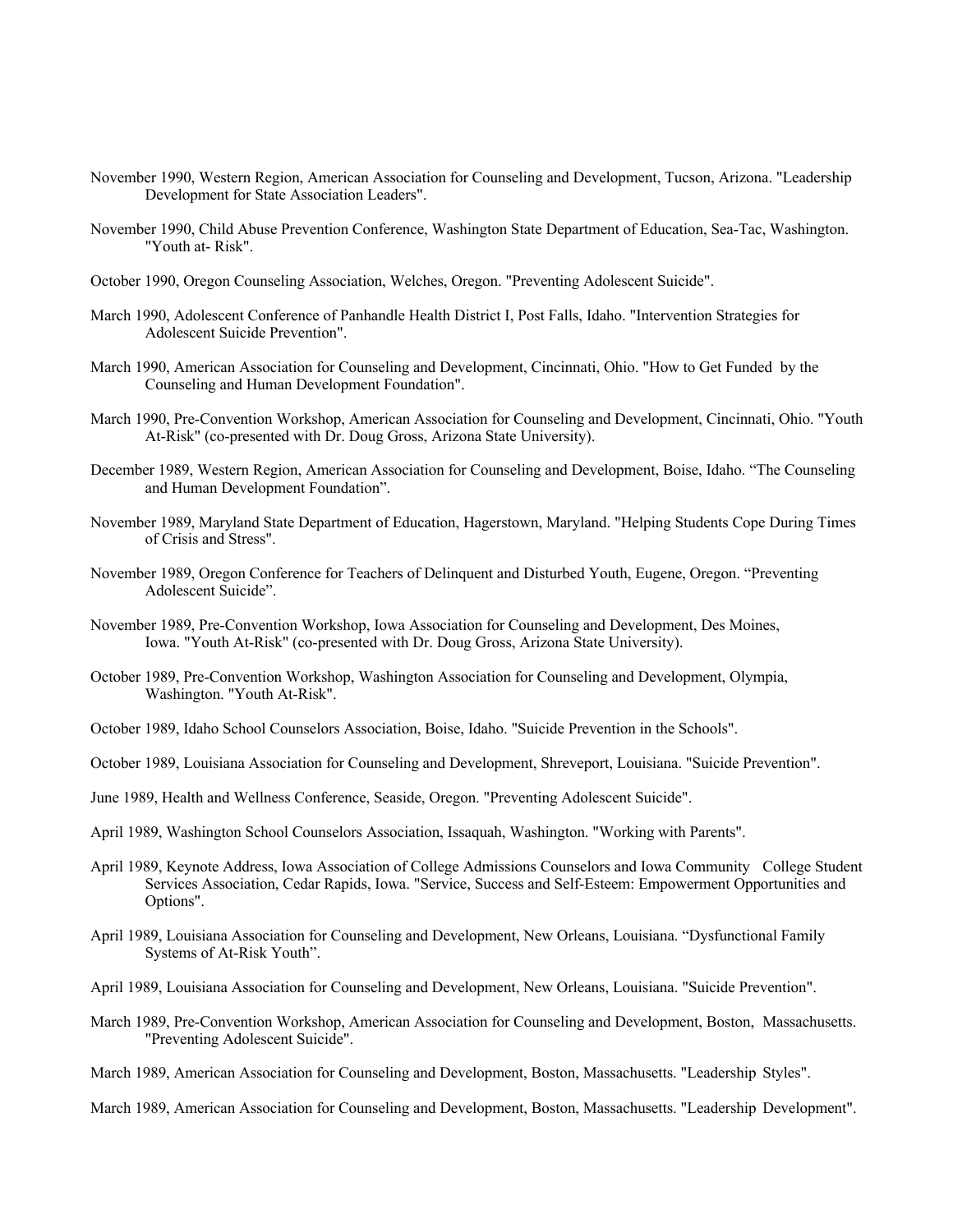November 1990, Western Region, American Association for Counseling and Development, Tucson, Arizona. "Leadership Development for State Association Leaders".

November 1990, Child Abuse Prevention Conference, Washington State Department of Education, Sea-Tac, Washington. "Youth at- Risk".

October 1990, Oregon Counseling Association, Welches, Oregon. "Preventing Adolescent Suicide".

March 1990, Adolescent Conference of Panhandle Health District I, Post Falls, Idaho. "Intervention Strategies for Adolescent Suicide Prevention".

March 1990, American Association for Counseling and Development, Cincinnati, Ohio. "How to Get Funded by the Counseling and Human Development Foundation".

March 1990, Pre-Convention Workshop, American Association for Counseling and Development, Cincinnati, Ohio. "Youth At-Risk" (co-presented with Dr. Doug Gross, Arizona State University).

December 1989, Western Region, American Association for Counseling and Development, Boise, Idaho. "The Counseling and Human Development Foundation".

November 1989, Maryland State Department of Education, Hagerstown, Maryland. "Helping Students Cope During Times of Crisis and Stress".

November 1989, Oregon Conference for Teachers of Delinquent and Disturbed Youth, Eugene, Oregon. "Preventing Adolescent Suicide".

November 1989, Pre-Convention Workshop, Iowa Association for Counseling and Development, Des Moines, Iowa. "Youth At-Risk" (co-presented with Dr. Doug Gross, Arizona State University).

October 1989, Pre-Convention Workshop, Washington Association for Counseling and Development, Olympia, Washington. "Youth At-Risk".

October 1989, Idaho School Counselors Association, Boise, Idaho. "Suicide Prevention in the Schools".

October 1989, Louisiana Association for Counseling and Development, Shreveport, Louisiana. "Suicide Prevention".

June 1989, Health and Wellness Conference, Seaside, Oregon. "Preventing Adolescent Suicide".

April 1989, Washington School Counselors Association, Issaquah, Washington. "Working with Parents".

April 1989, Keynote Address, Iowa Association of College Admissions Counselors and Iowa Community College Student Services Association, Cedar Rapids, Iowa. "Service, Success and Self-Esteem: Empowerment Opportunities and Options".

April 1989, Louisiana Association for Counseling and Development, New Orleans, Louisiana. "Dysfunctional Family Systems of At-Risk Youth".

April 1989, Louisiana Association for Counseling and Development, New Orleans, Louisiana. "Suicide Prevention".

March 1989, Pre-Convention Workshop, American Association for Counseling and Development, Boston, Massachusetts. "Preventing Adolescent Suicide".

March 1989, American Association for Counseling and Development, Boston, Massachusetts. "Leadership Styles".

March 1989, American Association for Counseling and Development, Boston, Massachusetts. "Leadership Development".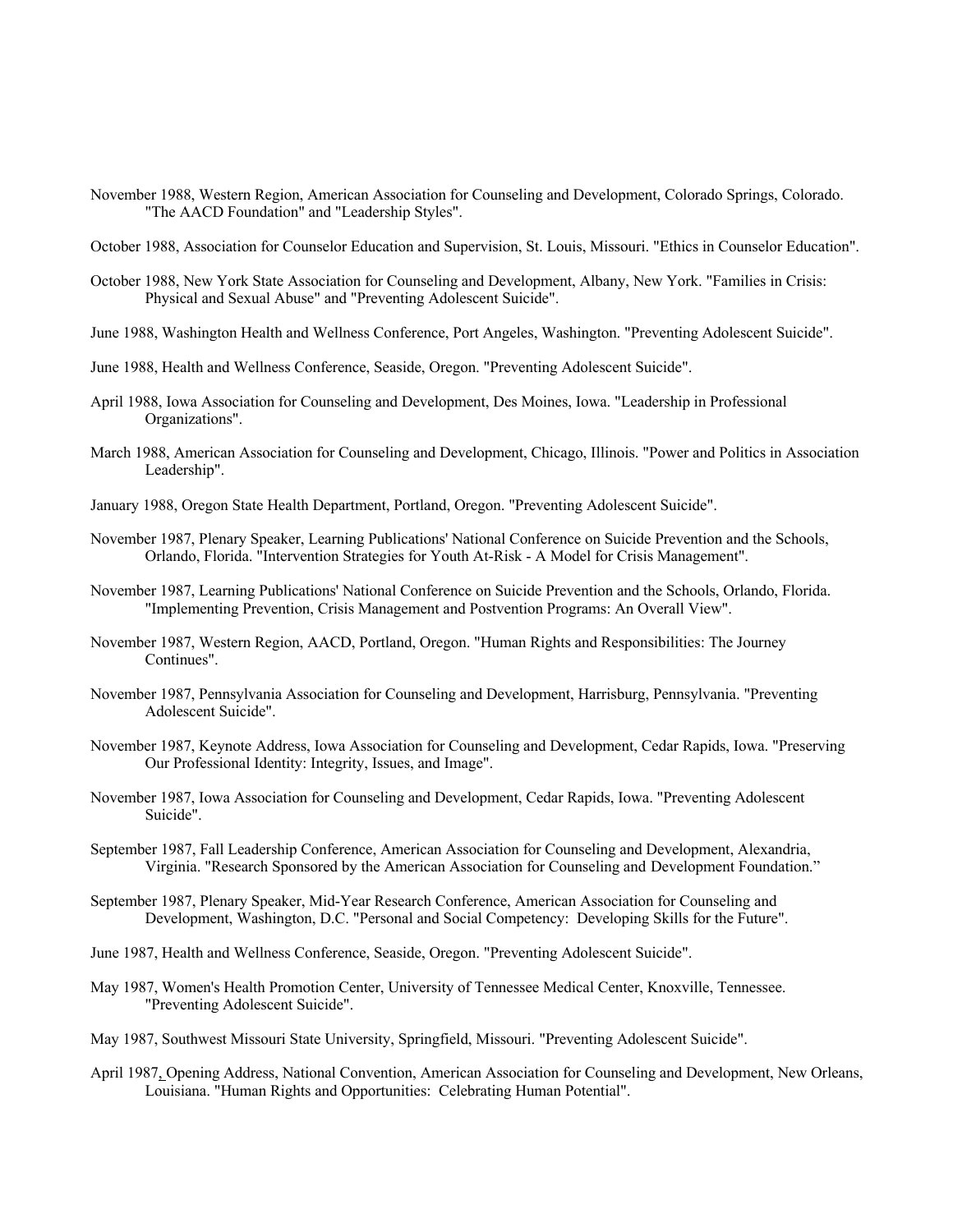November 1988, Western Region, American Association for Counseling and Development, Colorado Springs, Colorado. "The AACD Foundation" and "Leadership Styles".

October 1988, Association for Counselor Education and Supervision, St. Louis, Missouri. "Ethics in Counselor Education".

October 1988, New York State Association for Counseling and Development, Albany, New York. "Families in Crisis: Physical and Sexual Abuse" and "Preventing Adolescent Suicide".

June 1988, Washington Health and Wellness Conference, Port Angeles, Washington. "Preventing Adolescent Suicide".

June 1988, Health and Wellness Conference, Seaside, Oregon. "Preventing Adolescent Suicide".

April 1988, Iowa Association for Counseling and Development, Des Moines, Iowa. "Leadership in Professional Organizations".

March 1988, American Association for Counseling and Development, Chicago, Illinois. "Power and Politics in Association Leadership".

January 1988, Oregon State Health Department, Portland, Oregon. "Preventing Adolescent Suicide".

November 1987, Plenary Speaker, Learning Publications' National Conference on Suicide Prevention and the Schools, Orlando, Florida. "Intervention Strategies for Youth At-Risk - A Model for Crisis Management".

November 1987, Learning Publications' National Conference on Suicide Prevention and the Schools, Orlando, Florida. "Implementing Prevention, Crisis Management and Postvention Programs: An Overall View".

November 1987, Western Region, AACD, Portland, Oregon. "Human Rights and Responsibilities: The Journey Continues".

November 1987, Pennsylvania Association for Counseling and Development, Harrisburg, Pennsylvania. "Preventing Adolescent Suicide".

November 1987, Keynote Address, Iowa Association for Counseling and Development, Cedar Rapids, Iowa. "Preserving Our Professional Identity: Integrity, Issues, and Image".

November 1987, Iowa Association for Counseling and Development, Cedar Rapids, Iowa. "Preventing Adolescent Suicide".

September 1987, Fall Leadership Conference, American Association for Counseling and Development, Alexandria, Virginia. "Research Sponsored by the American Association for Counseling and Development Foundation."

September 1987, Plenary Speaker, Mid-Year Research Conference, American Association for Counseling and Development, Washington, D.C. "Personal and Social Competency: Developing Skills for the Future".

June 1987, Health and Wellness Conference, Seaside, Oregon. "Preventing Adolescent Suicide".

May 1987, Women's Health Promotion Center, University of Tennessee Medical Center, Knoxville, Tennessee. "Preventing Adolescent Suicide".

May 1987, Southwest Missouri State University, Springfield, Missouri. "Preventing Adolescent Suicide".

April 1987, Opening Address, National Convention, American Association for Counseling and Development, New Orleans, Louisiana. "Human Rights and Opportunities: Celebrating Human Potential".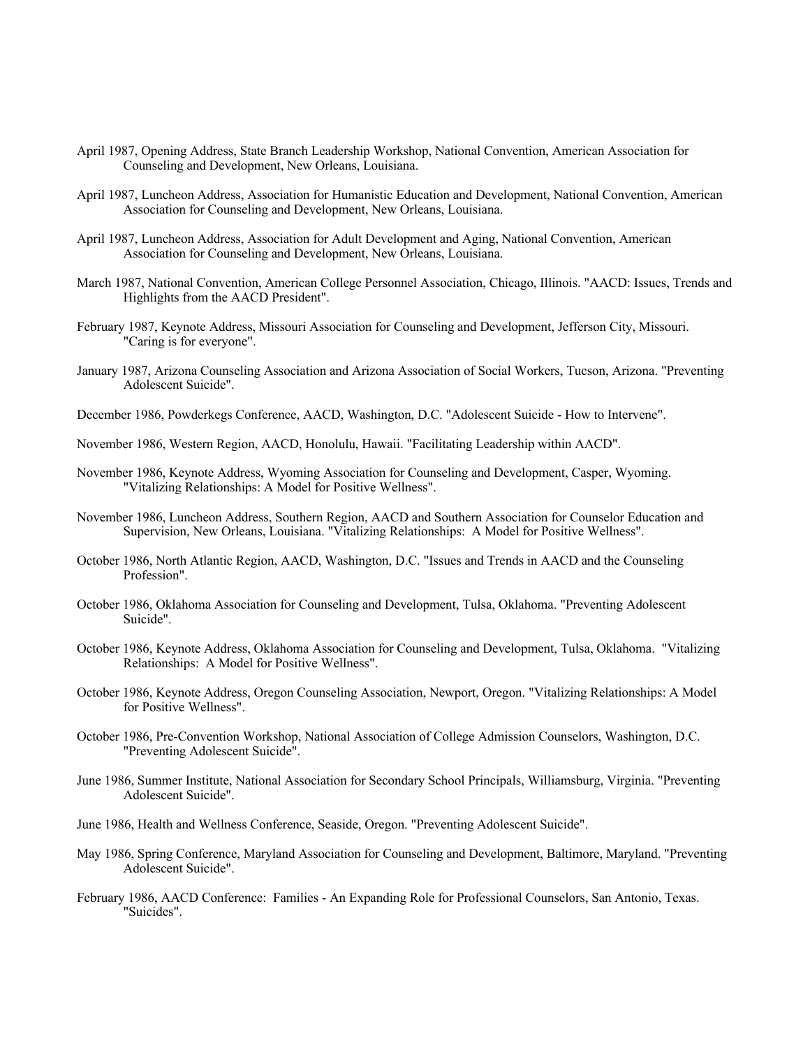April 1987, Opening Address, State Branch Leadership Workshop, National Convention, American Association for Counseling and Development, New Orleans, Louisiana.

April 1987, Luncheon Address, Association for Humanistic Education and Development, National Convention, American Association for Counseling and Development, New Orleans, Louisiana.

April 1987, Luncheon Address, Association for Adult Development and Aging, National Convention, American Association for Counseling and Development, New Orleans, Louisiana.

March 1987, National Convention, American College Personnel Association, Chicago, Illinois. "AACD: Issues, Trends and Highlights from the AACD President".

February 1987, Keynote Address, Missouri Association for Counseling and Development, Jefferson City, Missouri. "Caring is for everyone".

January 1987, Arizona Counseling Association and Arizona Association of Social Workers, Tucson, Arizona. "Preventing Adolescent Suicide".

December 1986, Powderkegs Conference, AACD, Washington, D.C. "Adolescent Suicide - How to Intervene".

November 1986, Western Region, AACD, Honolulu, Hawaii. "Facilitating Leadership within AACD".

November 1986, Keynote Address, Wyoming Association for Counseling and Development, Casper, Wyoming. "Vitalizing Relationships: A Model for Positive Wellness".

November 1986, Luncheon Address, Southern Region, AACD and Southern Association for Counselor Education and Supervision, New Orleans, Louisiana. "Vitalizing Relationships: A Model for Positive Wellness".

October 1986, North Atlantic Region, AACD, Washington, D.C. "Issues and Trends in AACD and the Counseling Profession".

October 1986, Oklahoma Association for Counseling and Development, Tulsa, Oklahoma. "Preventing Adolescent Suicide".

October 1986, Keynote Address, Oklahoma Association for Counseling and Development, Tulsa, Oklahoma. "Vitalizing Relationships: A Model for Positive Wellness".

October 1986, Keynote Address, Oregon Counseling Association, Newport, Oregon. "Vitalizing Relationships: A Model for Positive Wellness".

October 1986, Pre-Convention Workshop, National Association of College Admission Counselors, Washington, D.C. "Preventing Adolescent Suicide".

June 1986, Summer Institute, National Association for Secondary School Principals, Williamsburg, Virginia. "Preventing Adolescent Suicide".

June 1986, Health and Wellness Conference, Seaside, Oregon. "Preventing Adolescent Suicide".

May 1986, Spring Conference, Maryland Association for Counseling and Development, Baltimore, Maryland. "Preventing Adolescent Suicide".

February 1986, AACD Conference: Families - An Expanding Role for Professional Counselors, San Antonio, Texas. "Suicides".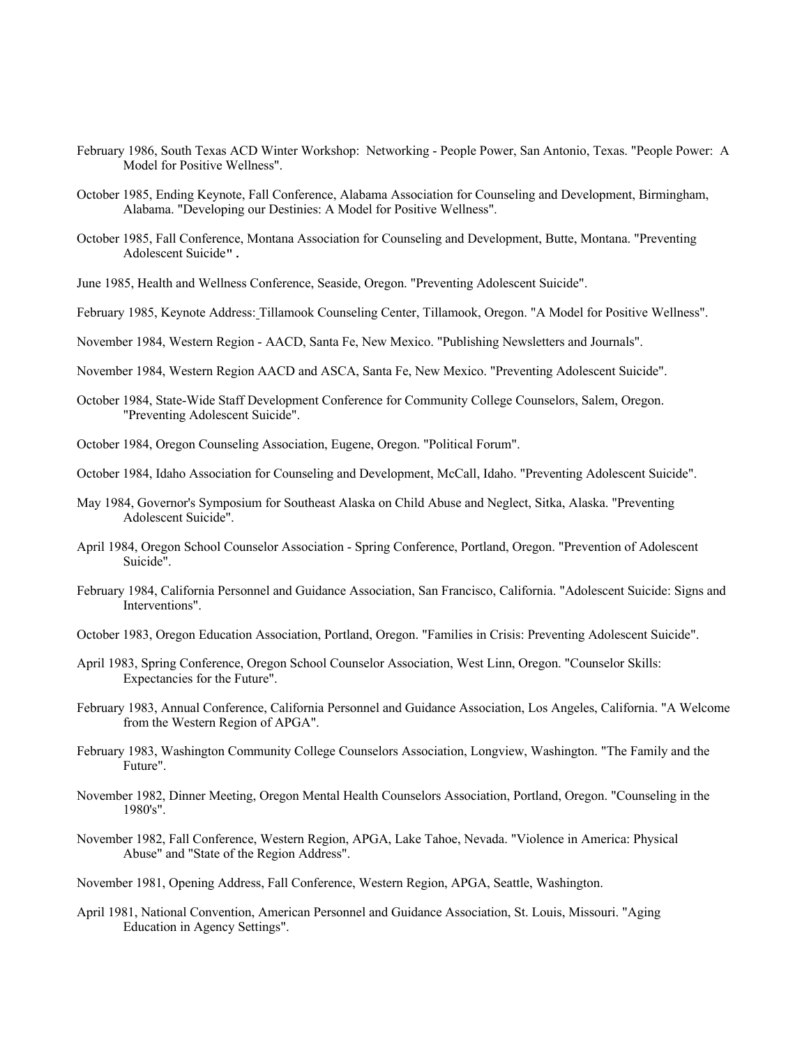February 1986, South Texas ACD Winter Workshop: Networking - People Power, San Antonio, Texas. "People Power: A Model for Positive Wellness".

October 1985, Ending Keynote, Fall Conference, Alabama Association for Counseling and Development, Birmingham, Alabama. "Developing our Destinies: A Model for Positive Wellness".

October 1985, Fall Conference, Montana Association for Counseling and Development, Butte, Montana. "Preventing Adolescent Suicide".

June 1985, Health and Wellness Conference, Seaside, Oregon. "Preventing Adolescent Suicide".

February 1985, Keynote Address: Tillamook Counseling Center, Tillamook, Oregon. "A Model for Positive Wellness".

November 1984, Western Region - AACD, Santa Fe, New Mexico. "Publishing Newsletters and Journals".

November 1984, Western Region AACD and ASCA, Santa Fe, New Mexico. "Preventing Adolescent Suicide".

October 1984, State-Wide Staff Development Conference for Community College Counselors, Salem, Oregon. "Preventing Adolescent Suicide".

October 1984, Oregon Counseling Association, Eugene, Oregon. "Political Forum".

October 1984, Idaho Association for Counseling and Development, McCall, Idaho. "Preventing Adolescent Suicide".

May 1984, Governor's Symposium for Southeast Alaska on Child Abuse and Neglect, Sitka, Alaska. "Preventing Adolescent Suicide".

April 1984, Oregon School Counselor Association - Spring Conference, Portland, Oregon. "Prevention of Adolescent Suicide".

February 1984, California Personnel and Guidance Association, San Francisco, California. "Adolescent Suicide: Signs and Interventions".

October 1983, Oregon Education Association, Portland, Oregon. "Families in Crisis: Preventing Adolescent Suicide".

April 1983, Spring Conference, Oregon School Counselor Association, West Linn, Oregon. "Counselor Skills: Expectancies for the Future".

February 1983, Annual Conference, California Personnel and Guidance Association, Los Angeles, California. "A Welcome from the Western Region of APGA".

February 1983, Washington Community College Counselors Association, Longview, Washington. "The Family and the Future".

November 1982, Dinner Meeting, Oregon Mental Health Counselors Association, Portland, Oregon. "Counseling in the 1980's".

November 1982, Fall Conference, Western Region, APGA, Lake Tahoe, Nevada. "Violence in America: Physical Abuse" and "State of the Region Address".

November 1981, Opening Address, Fall Conference, Western Region, APGA, Seattle, Washington.

April 1981, National Convention, American Personnel and Guidance Association, St. Louis, Missouri. "Aging Education in Agency Settings".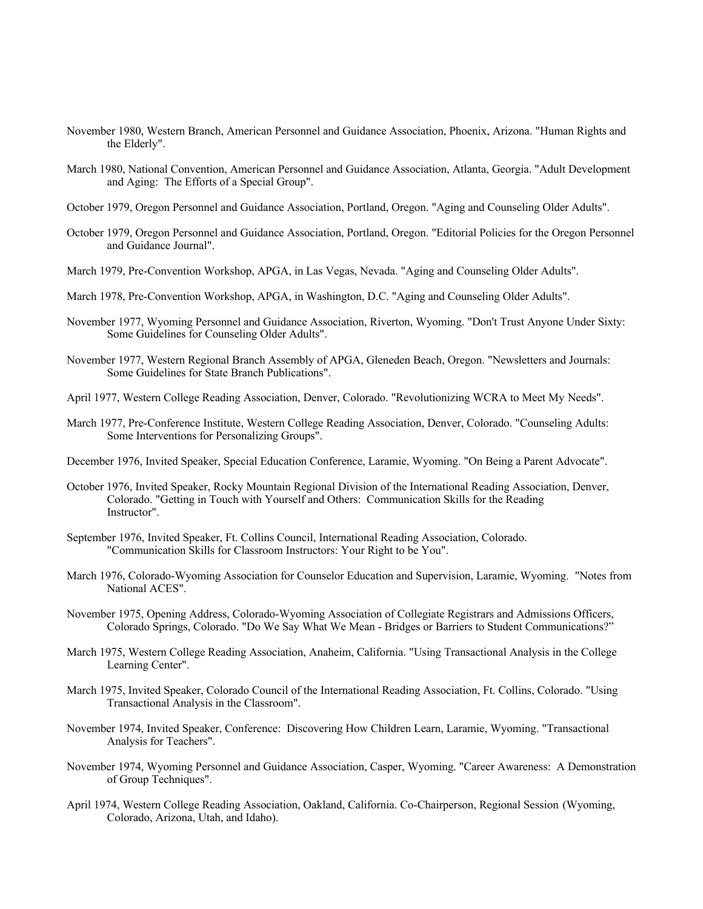November 1980, Western Branch, American Personnel and Guidance Association, Phoenix, Arizona. "Human Rights and the Elderly".

March 1980, National Convention, American Personnel and Guidance Association, Atlanta, Georgia. "Adult Development and Aging: The Efforts of a Special Group".

October 1979, Oregon Personnel and Guidance Association, Portland, Oregon. "Aging and Counseling Older Adults".

October 1979, Oregon Personnel and Guidance Association, Portland, Oregon. "Editorial Policies for the Oregon Personnel and Guidance Journal".

March 1979, Pre-Convention Workshop, APGA, in Las Vegas, Nevada. "Aging and Counseling Older Adults".

March 1978, Pre-Convention Workshop, APGA, in Washington, D.C. "Aging and Counseling Older Adults".

November 1977, Wyoming Personnel and Guidance Association, Riverton, Wyoming. "Don't Trust Anyone Under Sixty: Some Guidelines for Counseling Older Adults".

November 1977, Western Regional Branch Assembly of APGA, Gleneden Beach, Oregon. "Newsletters and Journals: Some Guidelines for State Branch Publications".

April 1977, Western College Reading Association, Denver, Colorado. "Revolutionizing WCRA to Meet My Needs".

March 1977, Pre-Conference Institute, Western College Reading Association, Denver, Colorado. "Counseling Adults: Some Interventions for Personalizing Groups".

December 1976, Invited Speaker, Special Education Conference, Laramie, Wyoming. "On Being a Parent Advocate".

October 1976, Invited Speaker, Rocky Mountain Regional Division of the International Reading Association, Denver, Colorado. "Getting in Touch with Yourself and Others: Communication Skills for the Reading Instructor".

September 1976, Invited Speaker, Ft. Collins Council, International Reading Association, Colorado. "Communication Skills for Classroom Instructors: Your Right to be You".

March 1976, Colorado-Wyoming Association for Counselor Education and Supervision, Laramie, Wyoming. "Notes from National ACES".

November 1975, Opening Address, Colorado-Wyoming Association of Collegiate Registrars and Admissions Officers, Colorado Springs, Colorado. "Do We Say What We Mean - Bridges or Barriers to Student Communications?"

March 1975, Western College Reading Association, Anaheim, California. "Using Transactional Analysis in the College Learning Center".

March 1975, Invited Speaker, Colorado Council of the International Reading Association, Ft. Collins, Colorado. "Using Transactional Analysis in the Classroom".

November 1974, Invited Speaker, Conference: Discovering How Children Learn, Laramie, Wyoming. "Transactional Analysis for Teachers".

November 1974, Wyoming Personnel and Guidance Association, Casper, Wyoming. "Career Awareness: A Demonstration of Group Techniques".

April 1974, Western College Reading Association, Oakland, California. Co-Chairperson, Regional Session (Wyoming, Colorado, Arizona, Utah, and Idaho).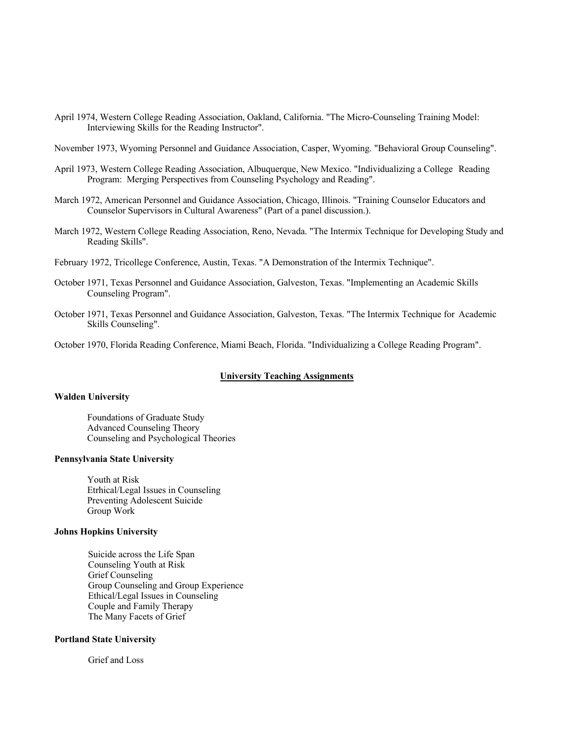April 1974, Western College Reading Association, Oakland, California. "The Micro-Counseling Training Model: Interviewing Skills for the Reading Instructor".

November 1973, Wyoming Personnel and Guidance Association, Casper, Wyoming. "Behavioral Group Counseling".

April 1973, Western College Reading Association, Albuquerque, New Mexico. "Individualizing a College Reading Program: Merging Perspectives from Counseling Psychology and Reading".

March 1972, American Personnel and Guidance Association, Chicago, Illinois. "Training Counselor Educators and Counselor Supervisors in Cultural Awareness" (Part of a panel discussion.).

March 1972, Western College Reading Association, Reno, Nevada. "The Intermix Technique for Developing Study and Reading Skills".

February 1972, Tricollege Conference, Austin, Texas. "A Demonstration of the Intermix Technique".

October 1971, Texas Personnel and Guidance Association, Galveston, Texas. "Implementing an Academic Skills Counseling Program".

October 1971, Texas Personnel and Guidance Association, Galveston, Texas. "The Intermix Technique for Academic Skills Counseling".

October 1970, Florida Reading Conference, Miami Beach, Florida. "Individualizing a College Reading Program".

## University Teaching Assignments

**Walden University**

Foundations of Graduate Study
Advanced Counseling Theory
Counseling and Psychological Theories

**Pennsylvania State University**

Youth at Risk
Etrhical/Legal Issues in Counseling
Preventing Adolescent Suicide
Group Work

**Johns Hopkins University**

Suicide across the Life Span
Counseling Youth at Risk
Grief Counseling
Group Counseling and Group Experience
Ethical/Legal Issues in Counseling
Couple and Family Therapy
The Many Facets of Grief

**Portland State University**

Grief and Loss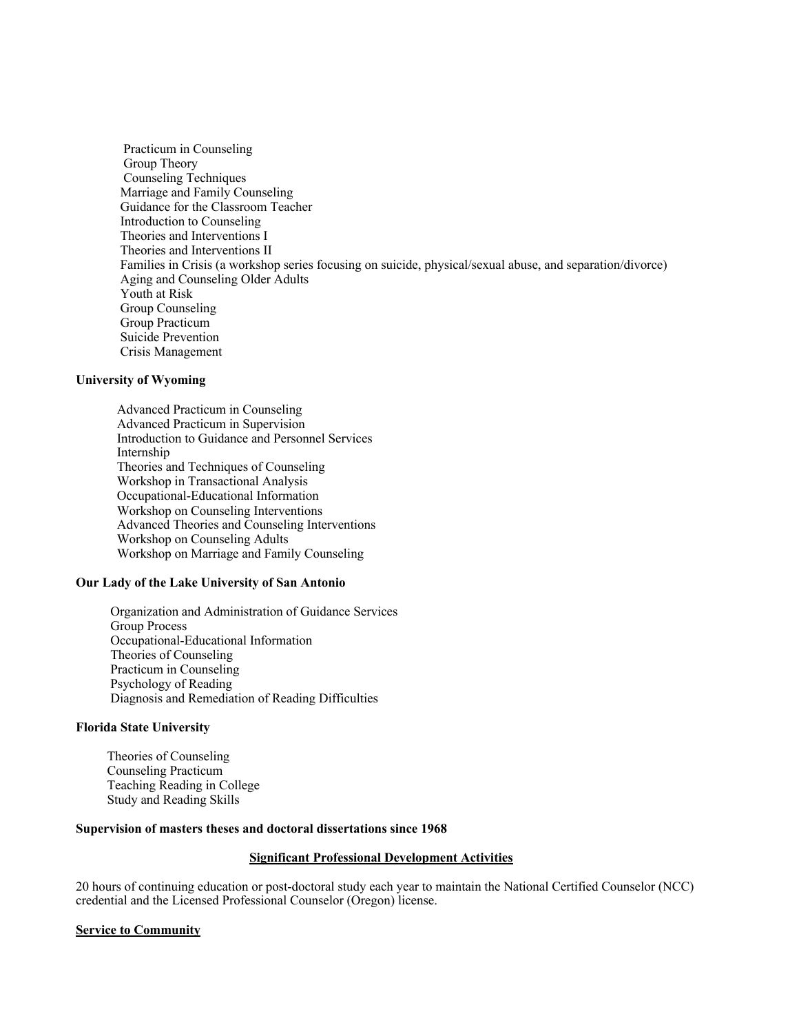Practicum in Counseling
Group Theory
Counseling Techniques
Marriage and Family Counseling
Guidance for the Classroom Teacher
Introduction to Counseling
Theories and Interventions I
Theories and Interventions II
Families in Crisis (a workshop series focusing on suicide, physical/sexual abuse, and separation/divorce)
Aging and Counseling Older Adults
Youth at Risk
Group Counseling
Group Practicum
Suicide Prevention
Crisis Management

**University of Wyoming**

Advanced Practicum in Counseling
Advanced Practicum in Supervision
Introduction to Guidance and Personnel Services
Internship
Theories and Techniques of Counseling
Workshop in Transactional Analysis
Occupational-Educational Information
Workshop on Counseling Interventions
Advanced Theories and Counseling Interventions
Workshop on Counseling Adults
Workshop on Marriage and Family Counseling

**Our Lady of the Lake University of San Antonio**

Organization and Administration of Guidance Services
Group Process
Occupational-Educational Information
Theories of Counseling
Practicum in Counseling
Psychology of Reading
Diagnosis and Remediation of Reading Difficulties

**Florida State University**

Theories of Counseling
Counseling Practicum
Teaching Reading in College
Study and Reading Skills

**Supervision of masters theses and doctoral dissertations since 1968**

## Significant Professional Development Activities

20 hours of continuing education or post-doctoral study each year to maintain the National Certified Counselor (NCC) credential and the Licensed Professional Counselor (Oregon) license.

## Service to Community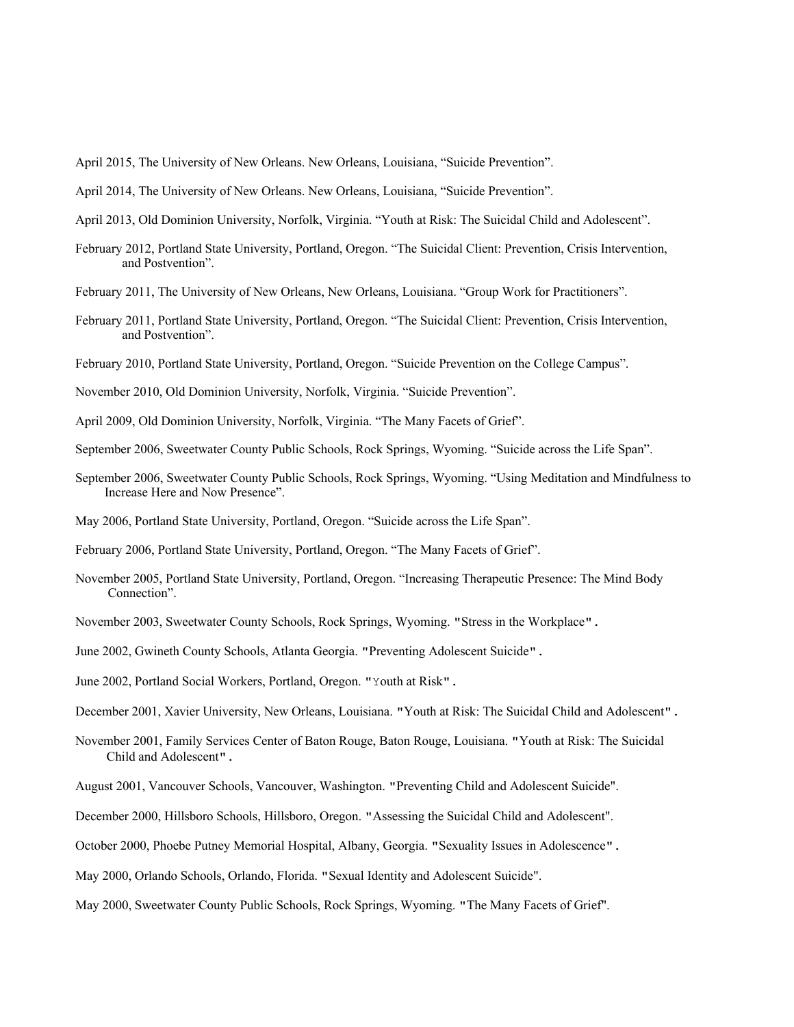April 2015, The University of New Orleans. New Orleans, Louisiana, “Suicide Prevention”.

April 2014, The University of New Orleans. New Orleans, Louisiana, “Suicide Prevention”.

April 2013, Old Dominion University, Norfolk, Virginia. “Youth at Risk: The Suicidal Child and Adolescent”.

February 2012, Portland State University, Portland, Oregon. “The Suicidal Client: Prevention, Crisis Intervention, and Postvention”.

February 2011, The University of New Orleans, New Orleans, Louisiana. “Group Work for Practitioners”.

February 2011, Portland State University, Portland, Oregon. “The Suicidal Client: Prevention, Crisis Intervention, and Postvention”.

February 2010, Portland State University, Portland, Oregon. “Suicide Prevention on the College Campus”.

November 2010, Old Dominion University, Norfolk, Virginia. “Suicide Prevention”.

April 2009, Old Dominion University, Norfolk, Virginia. “The Many Facets of Grief”.

September 2006, Sweetwater County Public Schools, Rock Springs, Wyoming. “Suicide across the Life Span”.

September 2006, Sweetwater County Public Schools, Rock Springs, Wyoming. “Using Meditation and Mindfulness to Increase Here and Now Presence”.

May 2006, Portland State University, Portland, Oregon. “Suicide across the Life Span”.

February 2006, Portland State University, Portland, Oregon. “The Many Facets of Grief”.

November 2005, Portland State University, Portland, Oregon. “Increasing Therapeutic Presence: The Mind Body Connection”.

November 2003, Sweetwater County Schools, Rock Springs, Wyoming. "Stress in the Workplace".

June 2002, Gwineth County Schools, Atlanta Georgia. "Preventing Adolescent Suicide".

June 2002, Portland Social Workers, Portland, Oregon. "Youth at Risk".

December 2001, Xavier University, New Orleans, Louisiana. "Youth at Risk: The Suicidal Child and Adolescent".

November 2001, Family Services Center of Baton Rouge, Baton Rouge, Louisiana. "Youth at Risk: The Suicidal Child and Adolescent".

August 2001, Vancouver Schools, Vancouver, Washington. "Preventing Child and Adolescent Suicide".

December 2000, Hillsboro Schools, Hillsboro, Oregon. "Assessing the Suicidal Child and Adolescent".

October 2000, Phoebe Putney Memorial Hospital, Albany, Georgia. "Sexuality Issues in Adolescence".

May 2000, Orlando Schools, Orlando, Florida. "Sexual Identity and Adolescent Suicide".

May 2000, Sweetwater County Public Schools, Rock Springs, Wyoming. "The Many Facets of Grief".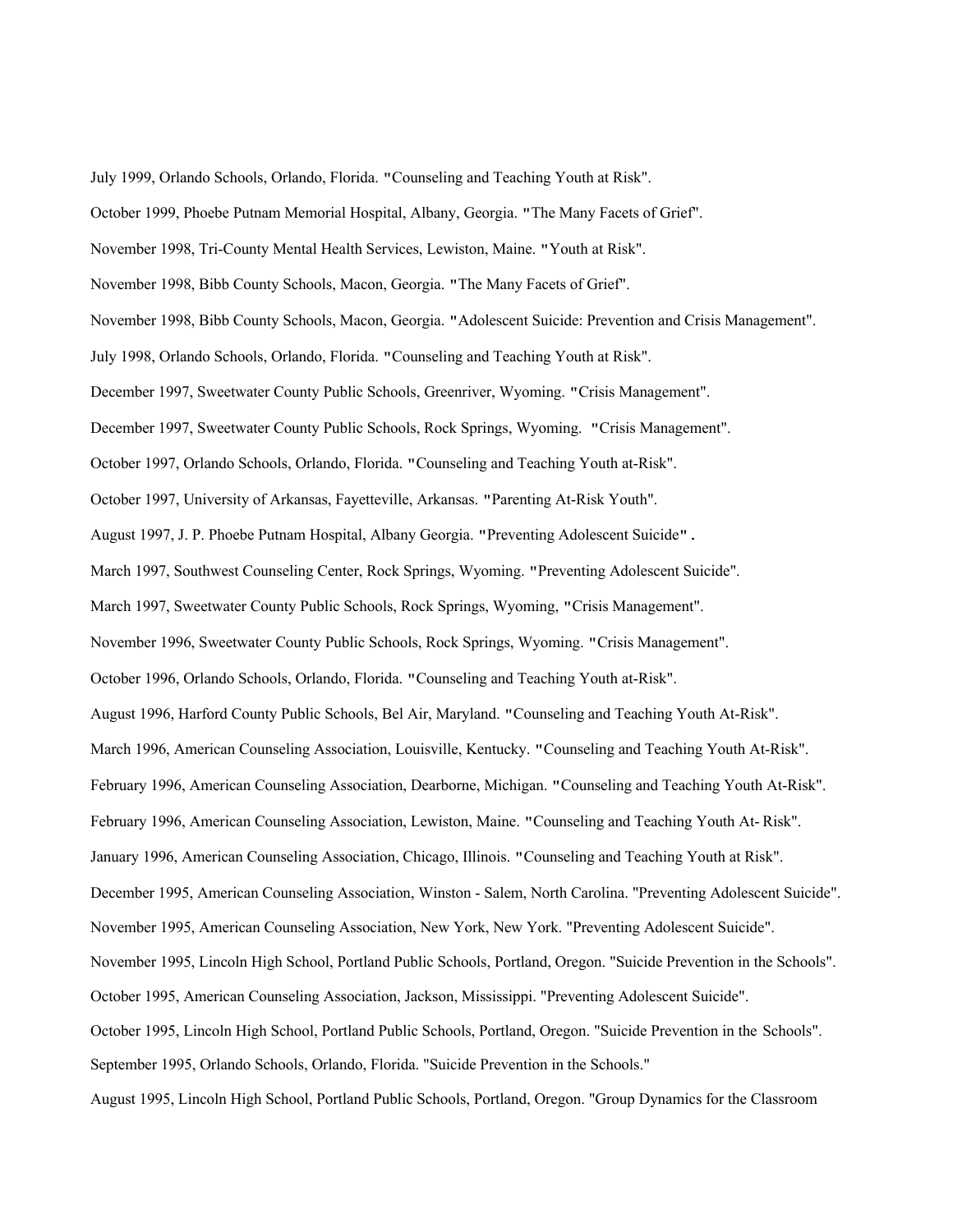July 1999, Orlando Schools, Orlando, Florida. "Counseling and Teaching Youth at Risk".

October 1999, Phoebe Putnam Memorial Hospital, Albany, Georgia. "The Many Facets of Grief".

November 1998, Tri-County Mental Health Services, Lewiston, Maine. "Youth at Risk".

November 1998, Bibb County Schools, Macon, Georgia. "The Many Facets of Grief".

November 1998, Bibb County Schools, Macon, Georgia. "Adolescent Suicide: Prevention and Crisis Management".

July 1998, Orlando Schools, Orlando, Florida. "Counseling and Teaching Youth at Risk".

December 1997, Sweetwater County Public Schools, Greenriver, Wyoming. "Crisis Management".

December 1997, Sweetwater County Public Schools, Rock Springs, Wyoming. "Crisis Management".

October 1997, Orlando Schools, Orlando, Florida. "Counseling and Teaching Youth at-Risk".

October 1997, University of Arkansas, Fayetteville, Arkansas. "Parenting At-Risk Youth".

August 1997, J. P. Phoebe Putnam Hospital, Albany Georgia. "Preventing Adolescent Suicide".

March 1997, Southwest Counseling Center, Rock Springs, Wyoming. "Preventing Adolescent Suicide".

March 1997, Sweetwater County Public Schools, Rock Springs, Wyoming, "Crisis Management".

November 1996, Sweetwater County Public Schools, Rock Springs, Wyoming. "Crisis Management".

October 1996, Orlando Schools, Orlando, Florida. "Counseling and Teaching Youth at-Risk".

August 1996, Harford County Public Schools, Bel Air, Maryland. "Counseling and Teaching Youth At-Risk".

March 1996, American Counseling Association, Louisville, Kentucky. "Counseling and Teaching Youth At-Risk".

February 1996, American Counseling Association, Dearborne, Michigan. "Counseling and Teaching Youth At-Risk".

February 1996, American Counseling Association, Lewiston, Maine. "Counseling and Teaching Youth At- Risk".

January 1996, American Counseling Association, Chicago, Illinois. "Counseling and Teaching Youth at Risk".

December 1995, American Counseling Association, Winston - Salem, North Carolina. "Preventing Adolescent Suicide".

November 1995, American Counseling Association, New York, New York. "Preventing Adolescent Suicide".

November 1995, Lincoln High School, Portland Public Schools, Portland, Oregon. "Suicide Prevention in the Schools".

October 1995, American Counseling Association, Jackson, Mississippi. "Preventing Adolescent Suicide".

October 1995, Lincoln High School, Portland Public Schools, Portland, Oregon. "Suicide Prevention in the Schools".

September 1995, Orlando Schools, Orlando, Florida. "Suicide Prevention in the Schools."

August 1995, Lincoln High School, Portland Public Schools, Portland, Oregon. "Group Dynamics for the Classroom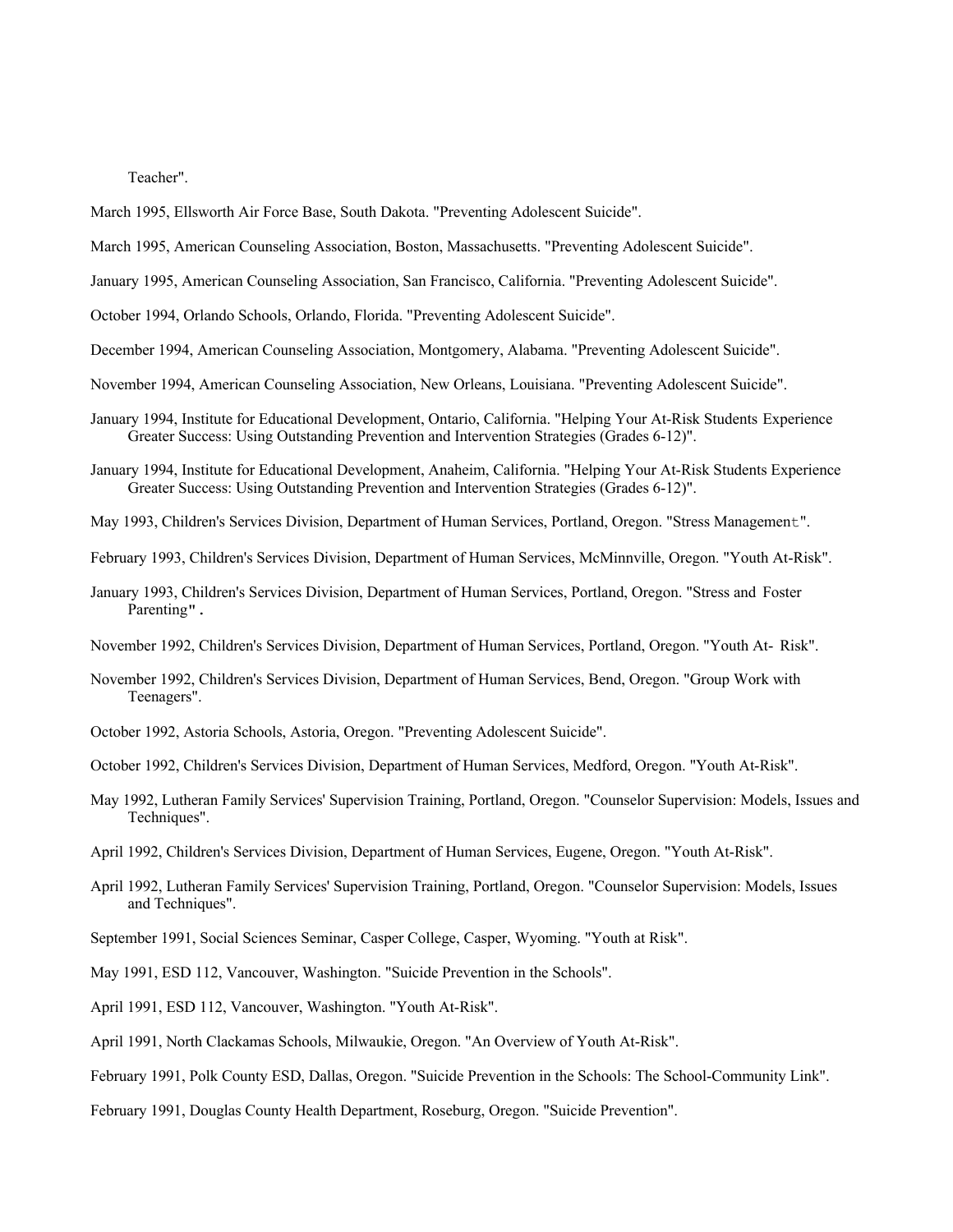Teacher".

March 1995, Ellsworth Air Force Base, South Dakota. "Preventing Adolescent Suicide".

March 1995, American Counseling Association, Boston, Massachusetts. "Preventing Adolescent Suicide".

January 1995, American Counseling Association, San Francisco, California. "Preventing Adolescent Suicide".

October 1994, Orlando Schools, Orlando, Florida. "Preventing Adolescent Suicide".

December 1994, American Counseling Association, Montgomery, Alabama. "Preventing Adolescent Suicide".

November 1994, American Counseling Association, New Orleans, Louisiana. "Preventing Adolescent Suicide".

January 1994, Institute for Educational Development, Ontario, California. "Helping Your At-Risk Students Experience Greater Success: Using Outstanding Prevention and Intervention Strategies (Grades 6-12)".

January 1994, Institute for Educational Development, Anaheim, California. "Helping Your At-Risk Students Experience Greater Success: Using Outstanding Prevention and Intervention Strategies (Grades 6-12)".

May 1993, Children's Services Division, Department of Human Services, Portland, Oregon. "Stress Management".

February 1993, Children's Services Division, Department of Human Services, McMinnville, Oregon. "Youth At-Risk".

January 1993, Children's Services Division, Department of Human Services, Portland, Oregon. "Stress and Foster Parenting".

November 1992, Children's Services Division, Department of Human Services, Portland, Oregon. "Youth At- Risk".

November 1992, Children's Services Division, Department of Human Services, Bend, Oregon. "Group Work with Teenagers".

October 1992, Astoria Schools, Astoria, Oregon. "Preventing Adolescent Suicide".

October 1992, Children's Services Division, Department of Human Services, Medford, Oregon. "Youth At-Risk".

May 1992, Lutheran Family Services' Supervision Training, Portland, Oregon. "Counselor Supervision: Models, Issues and Techniques".

April 1992, Children's Services Division, Department of Human Services, Eugene, Oregon. "Youth At-Risk".

April 1992, Lutheran Family Services' Supervision Training, Portland, Oregon. "Counselor Supervision: Models, Issues and Techniques".

September 1991, Social Sciences Seminar, Casper College, Casper, Wyoming. "Youth at Risk".

May 1991, ESD 112, Vancouver, Washington. "Suicide Prevention in the Schools".

April 1991, ESD 112, Vancouver, Washington. "Youth At-Risk".

April 1991, North Clackamas Schools, Milwaukie, Oregon. "An Overview of Youth At-Risk".

February 1991, Polk County ESD, Dallas, Oregon. "Suicide Prevention in the Schools: The School-Community Link".

February 1991, Douglas County Health Department, Roseburg, Oregon. "Suicide Prevention".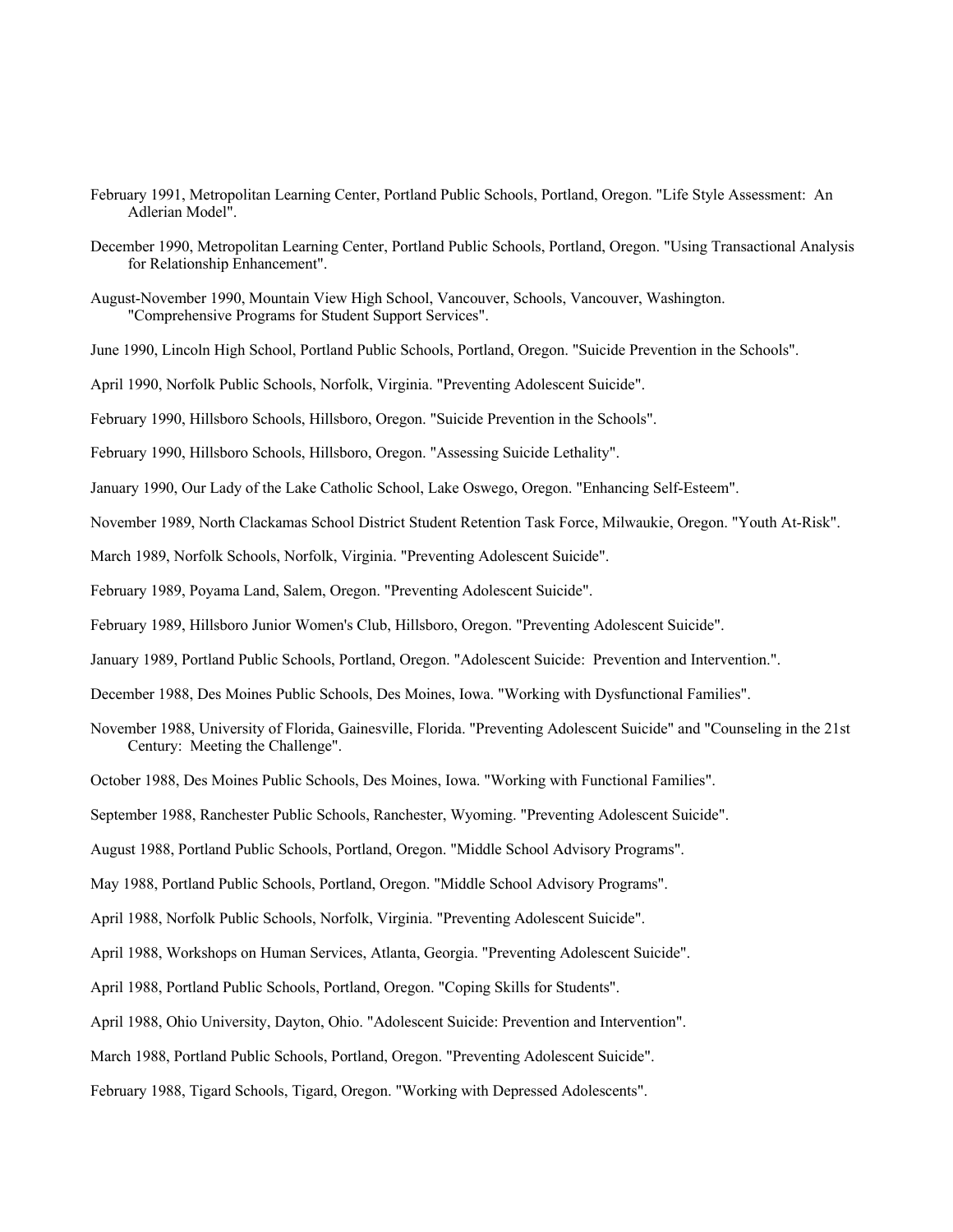February 1991, Metropolitan Learning Center, Portland Public Schools, Portland, Oregon. "Life Style Assessment: An Adlerian Model".

December 1990, Metropolitan Learning Center, Portland Public Schools, Portland, Oregon. "Using Transactional Analysis for Relationship Enhancement".

August-November 1990, Mountain View High School, Vancouver, Schools, Vancouver, Washington. "Comprehensive Programs for Student Support Services".

June 1990, Lincoln High School, Portland Public Schools, Portland, Oregon. "Suicide Prevention in the Schools".

April 1990, Norfolk Public Schools, Norfolk, Virginia. "Preventing Adolescent Suicide".

February 1990, Hillsboro Schools, Hillsboro, Oregon. "Suicide Prevention in the Schools".

February 1990, Hillsboro Schools, Hillsboro, Oregon. "Assessing Suicide Lethality".

January 1990, Our Lady of the Lake Catholic School, Lake Oswego, Oregon. "Enhancing Self-Esteem".

November 1989, North Clackamas School District Student Retention Task Force, Milwaukie, Oregon. "Youth At-Risk".

March 1989, Norfolk Schools, Norfolk, Virginia. "Preventing Adolescent Suicide".

February 1989, Poyama Land, Salem, Oregon. "Preventing Adolescent Suicide".

February 1989, Hillsboro Junior Women's Club, Hillsboro, Oregon. "Preventing Adolescent Suicide".

January 1989, Portland Public Schools, Portland, Oregon. "Adolescent Suicide: Prevention and Intervention.".

December 1988, Des Moines Public Schools, Des Moines, Iowa. "Working with Dysfunctional Families".

November 1988, University of Florida, Gainesville, Florida. "Preventing Adolescent Suicide" and "Counseling in the 21st Century: Meeting the Challenge".

October 1988, Des Moines Public Schools, Des Moines, Iowa. "Working with Functional Families".

September 1988, Ranchester Public Schools, Ranchester, Wyoming. "Preventing Adolescent Suicide".

August 1988, Portland Public Schools, Portland, Oregon. "Middle School Advisory Programs".

May 1988, Portland Public Schools, Portland, Oregon. "Middle School Advisory Programs".

April 1988, Norfolk Public Schools, Norfolk, Virginia. "Preventing Adolescent Suicide".

April 1988, Workshops on Human Services, Atlanta, Georgia. "Preventing Adolescent Suicide".

April 1988, Portland Public Schools, Portland, Oregon. "Coping Skills for Students".

April 1988, Ohio University, Dayton, Ohio. "Adolescent Suicide: Prevention and Intervention".

March 1988, Portland Public Schools, Portland, Oregon. "Preventing Adolescent Suicide".

February 1988, Tigard Schools, Tigard, Oregon. "Working with Depressed Adolescents".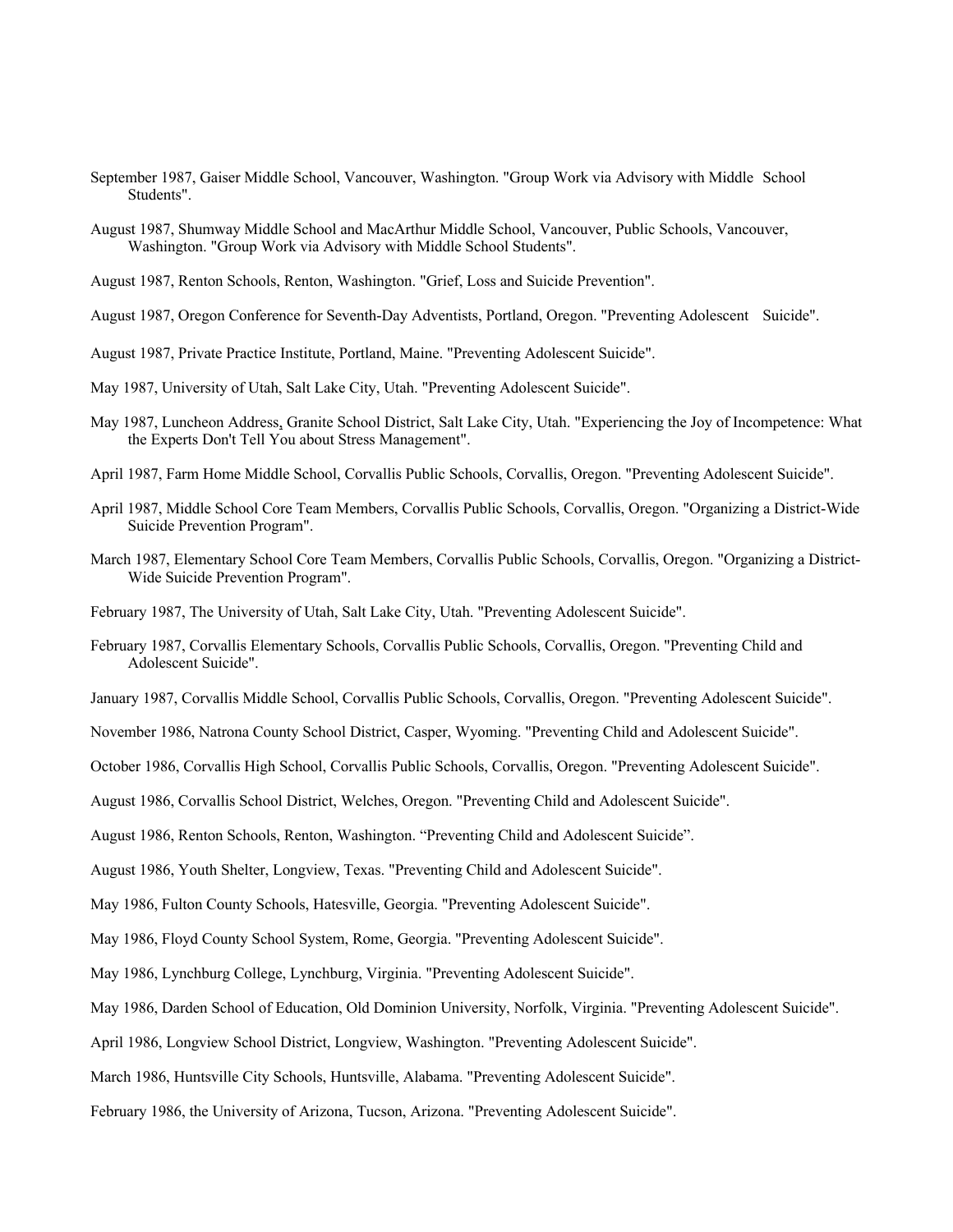September 1987, Gaiser Middle School, Vancouver, Washington. "Group Work via Advisory with Middle School Students".

August 1987, Shumway Middle School and MacArthur Middle School, Vancouver, Public Schools, Vancouver, Washington. "Group Work via Advisory with Middle School Students".

August 1987, Renton Schools, Renton, Washington. "Grief, Loss and Suicide Prevention".

August 1987, Oregon Conference for Seventh-Day Adventists, Portland, Oregon. "Preventing Adolescent Suicide".

August 1987, Private Practice Institute, Portland, Maine. "Preventing Adolescent Suicide".

May 1987, University of Utah, Salt Lake City, Utah. "Preventing Adolescent Suicide".

May 1987, Luncheon Address, Granite School District, Salt Lake City, Utah. "Experiencing the Joy of Incompetence: What the Experts Don't Tell You about Stress Management".

April 1987, Farm Home Middle School, Corvallis Public Schools, Corvallis, Oregon. "Preventing Adolescent Suicide".

April 1987, Middle School Core Team Members, Corvallis Public Schools, Corvallis, Oregon. "Organizing a District-Wide Suicide Prevention Program".

March 1987, Elementary School Core Team Members, Corvallis Public Schools, Corvallis, Oregon. "Organizing a District-Wide Suicide Prevention Program".

February 1987, The University of Utah, Salt Lake City, Utah. "Preventing Adolescent Suicide".

February 1987, Corvallis Elementary Schools, Corvallis Public Schools, Corvallis, Oregon. "Preventing Child and Adolescent Suicide".

January 1987, Corvallis Middle School, Corvallis Public Schools, Corvallis, Oregon. "Preventing Adolescent Suicide".

November 1986, Natrona County School District, Casper, Wyoming. "Preventing Child and Adolescent Suicide".

October 1986, Corvallis High School, Corvallis Public Schools, Corvallis, Oregon. "Preventing Adolescent Suicide".

August 1986, Corvallis School District, Welches, Oregon. "Preventing Child and Adolescent Suicide".

August 1986, Renton Schools, Renton, Washington. "Preventing Child and Adolescent Suicide".

August 1986, Youth Shelter, Longview, Texas. "Preventing Child and Adolescent Suicide".

May 1986, Fulton County Schools, Hatesville, Georgia. "Preventing Adolescent Suicide".

May 1986, Floyd County School System, Rome, Georgia. "Preventing Adolescent Suicide".

May 1986, Lynchburg College, Lynchburg, Virginia. "Preventing Adolescent Suicide".

May 1986, Darden School of Education, Old Dominion University, Norfolk, Virginia. "Preventing Adolescent Suicide".

April 1986, Longview School District, Longview, Washington. "Preventing Adolescent Suicide".

March 1986, Huntsville City Schools, Huntsville, Alabama. "Preventing Adolescent Suicide".

February 1986, the University of Arizona, Tucson, Arizona. "Preventing Adolescent Suicide".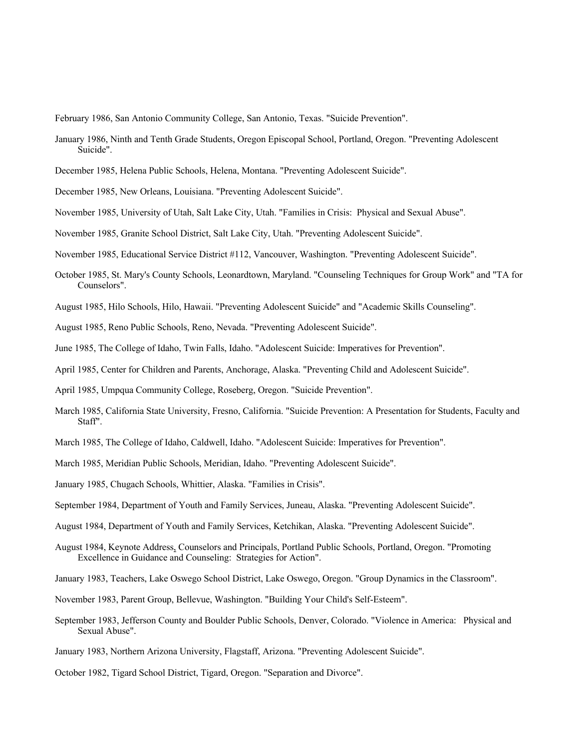February 1986, San Antonio Community College, San Antonio, Texas. "Suicide Prevention".

January 1986, Ninth and Tenth Grade Students, Oregon Episcopal School, Portland, Oregon. "Preventing Adolescent Suicide".

December 1985, Helena Public Schools, Helena, Montana. "Preventing Adolescent Suicide".

December 1985, New Orleans, Louisiana. "Preventing Adolescent Suicide".

November 1985, University of Utah, Salt Lake City, Utah. "Families in Crisis: Physical and Sexual Abuse".

November 1985, Granite School District, Salt Lake City, Utah. "Preventing Adolescent Suicide".

November 1985, Educational Service District #112, Vancouver, Washington. "Preventing Adolescent Suicide".

October 1985, St. Mary's County Schools, Leonardtown, Maryland. "Counseling Techniques for Group Work" and "TA for Counselors".

August 1985, Hilo Schools, Hilo, Hawaii. "Preventing Adolescent Suicide" and "Academic Skills Counseling".

August 1985, Reno Public Schools, Reno, Nevada. "Preventing Adolescent Suicide".

June 1985, The College of Idaho, Twin Falls, Idaho. "Adolescent Suicide: Imperatives for Prevention".

April 1985, Center for Children and Parents, Anchorage, Alaska. "Preventing Child and Adolescent Suicide".

April 1985, Umpqua Community College, Roseberg, Oregon. "Suicide Prevention".

March 1985, California State University, Fresno, California. "Suicide Prevention: A Presentation for Students, Faculty and Staff".

March 1985, The College of Idaho, Caldwell, Idaho. "Adolescent Suicide: Imperatives for Prevention".

March 1985, Meridian Public Schools, Meridian, Idaho. "Preventing Adolescent Suicide".

January 1985, Chugach Schools, Whittier, Alaska. "Families in Crisis".

September 1984, Department of Youth and Family Services, Juneau, Alaska. "Preventing Adolescent Suicide".

August 1984, Department of Youth and Family Services, Ketchikan, Alaska. "Preventing Adolescent Suicide".

August 1984, Keynote Address, Counselors and Principals, Portland Public Schools, Portland, Oregon. "Promoting Excellence in Guidance and Counseling: Strategies for Action".

January 1983, Teachers, Lake Oswego School District, Lake Oswego, Oregon. "Group Dynamics in the Classroom".

November 1983, Parent Group, Bellevue, Washington. "Building Your Child's Self-Esteem".

September 1983, Jefferson County and Boulder Public Schools, Denver, Colorado. "Violence in America: Physical and Sexual Abuse".

January 1983, Northern Arizona University, Flagstaff, Arizona. "Preventing Adolescent Suicide".

October 1982, Tigard School District, Tigard, Oregon. "Separation and Divorce".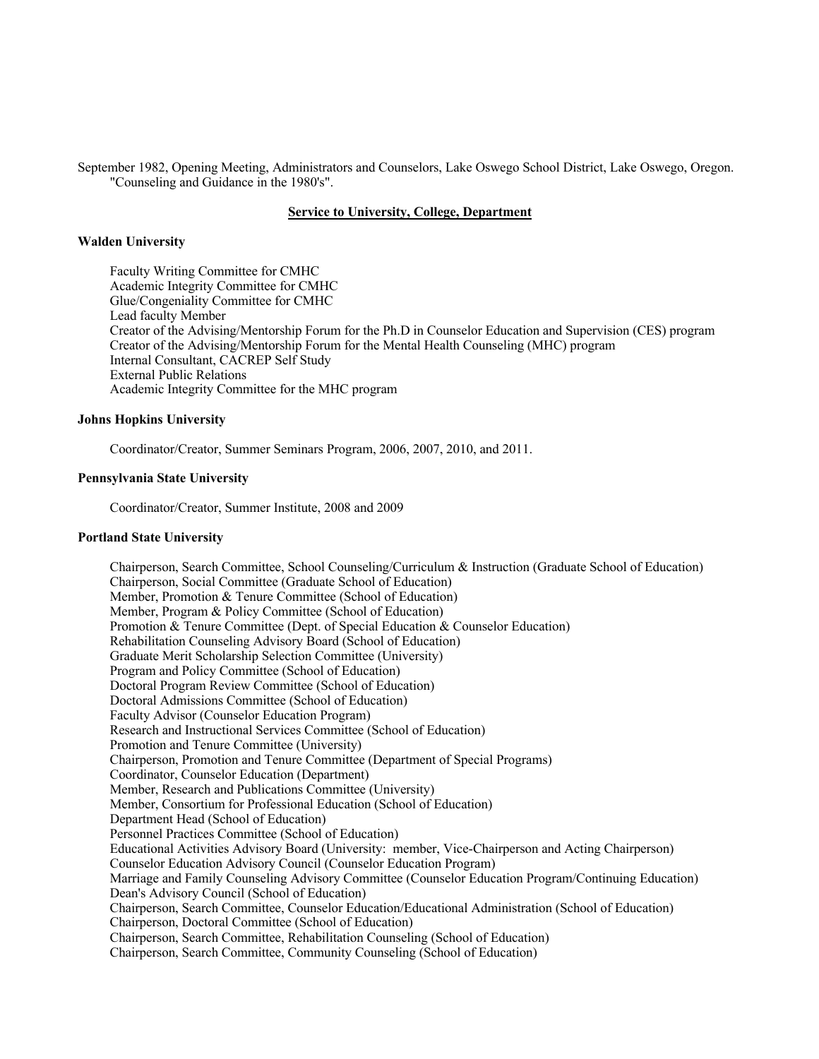September 1982, Opening Meeting, Administrators and Counselors, Lake Oswego School District, Lake Oswego, Oregon. "Counseling and Guidance in the 1980's".

## Service to University, College, Department

**Walden University**

Faculty Writing Committee for CMHC
Academic Integrity Committee for CMHC
Glue/Congeniality Committee for CMHC
Lead faculty Member
Creator of the Advising/Mentorship Forum for the Ph.D in Counselor Education and Supervision (CES) program
Creator of the Advising/Mentorship Forum for the Mental Health Counseling (MHC) program
Internal Consultant, CACREP Self Study
External Public Relations
Academic Integrity Committee for the MHC program

**Johns Hopkins University**

Coordinator/Creator, Summer Seminars Program, 2006, 2007, 2010, and 2011.

**Pennsylvania State University**

Coordinator/Creator, Summer Institute, 2008 and 2009

**Portland State University**

Chairperson, Search Committee, School Counseling/Curriculum & Instruction (Graduate School of Education)
Chairperson, Social Committee (Graduate School of Education)
Member, Promotion & Tenure Committee (School of Education)
Member, Program & Policy Committee (School of Education)
Promotion & Tenure Committee (Dept. of Special Education & Counselor Education)
Rehabilitation Counseling Advisory Board (School of Education)
Graduate Merit Scholarship Selection Committee (University)
Program and Policy Committee (School of Education)
Doctoral Program Review Committee (School of Education)
Doctoral Admissions Committee (School of Education)
Faculty Advisor (Counselor Education Program)
Research and Instructional Services Committee (School of Education)
Promotion and Tenure Committee (University)
Chairperson, Promotion and Tenure Committee (Department of Special Programs)
Coordinator, Counselor Education (Department)
Member, Research and Publications Committee (University)
Member, Consortium for Professional Education (School of Education)
Department Head (School of Education)
Personnel Practices Committee (School of Education)
Educational Activities Advisory Board (University: member, Vice-Chairperson and Acting Chairperson)
Counselor Education Advisory Council (Counselor Education Program)
Marriage and Family Counseling Advisory Committee (Counselor Education Program/Continuing Education)
Dean's Advisory Council (School of Education)
Chairperson, Search Committee, Counselor Education/Educational Administration (School of Education)
Chairperson, Doctoral Committee (School of Education)
Chairperson, Search Committee, Rehabilitation Counseling (School of Education)
Chairperson, Search Committee, Community Counseling (School of Education)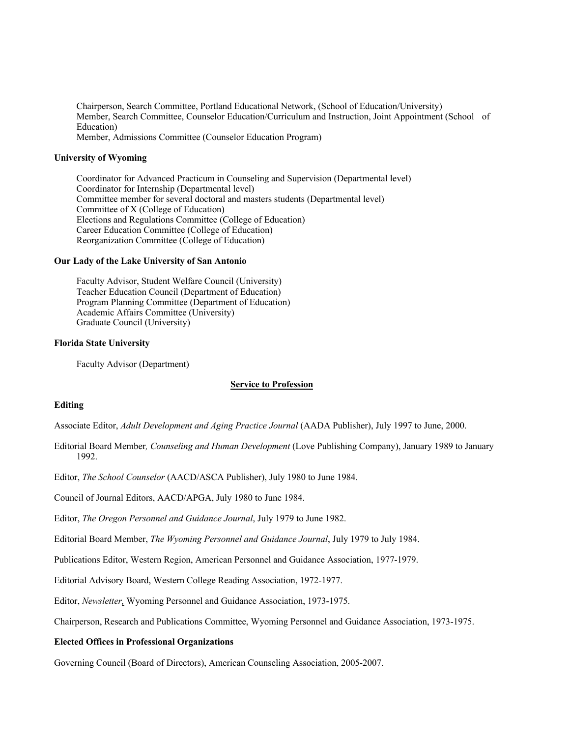Chairperson, Search Committee, Portland Educational Network, (School of Education/University)
Member, Search Committee, Counselor Education/Curriculum and Instruction, Joint Appointment (School of Education)
Member, Admissions Committee (Counselor Education Program)

**University of Wyoming**

Coordinator for Advanced Practicum in Counseling and Supervision (Departmental level)
Coordinator for Internship (Departmental level)
Committee member for several doctoral and masters students (Departmental level)
Committee of X (College of Education)
Elections and Regulations Committee (College of Education)
Career Education Committee (College of Education)
Reorganization Committee (College of Education)

**Our Lady of the Lake University of San Antonio**

Faculty Advisor, Student Welfare Council (University)
Teacher Education Council (Department of Education)
Program Planning Committee (Department of Education)
Academic Affairs Committee (University)
Graduate Council (University)

**Florida State University**

Faculty Advisor (Department)

## Service to Profession

**Editing**

Associate Editor, *Adult Development and Aging Practice Journal* (AADA Publisher), July 1997 to June, 2000.

Editorial Board Member*, Counseling and Human Development* (Love Publishing Company), January 1989 to January 1992.

Editor, *The School Counselor* (AACD/ASCA Publisher), July 1980 to June 1984.

Council of Journal Editors, AACD/APGA, July 1980 to June 1984.

Editor, *The Oregon Personnel and Guidance Journal*, July 1979 to June 1982.

Editorial Board Member, *The Wyoming Personnel and Guidance Journal*, July 1979 to July 1984.

Publications Editor, Western Region, American Personnel and Guidance Association, 1977-1979.

Editorial Advisory Board, Western College Reading Association, 1972-1977.

Editor, *Newsletter*, Wyoming Personnel and Guidance Association, 1973-1975.

Chairperson, Research and Publications Committee, Wyoming Personnel and Guidance Association, 1973-1975.

**Elected Offices in Professional Organizations**

Governing Council (Board of Directors), American Counseling Association, 2005-2007.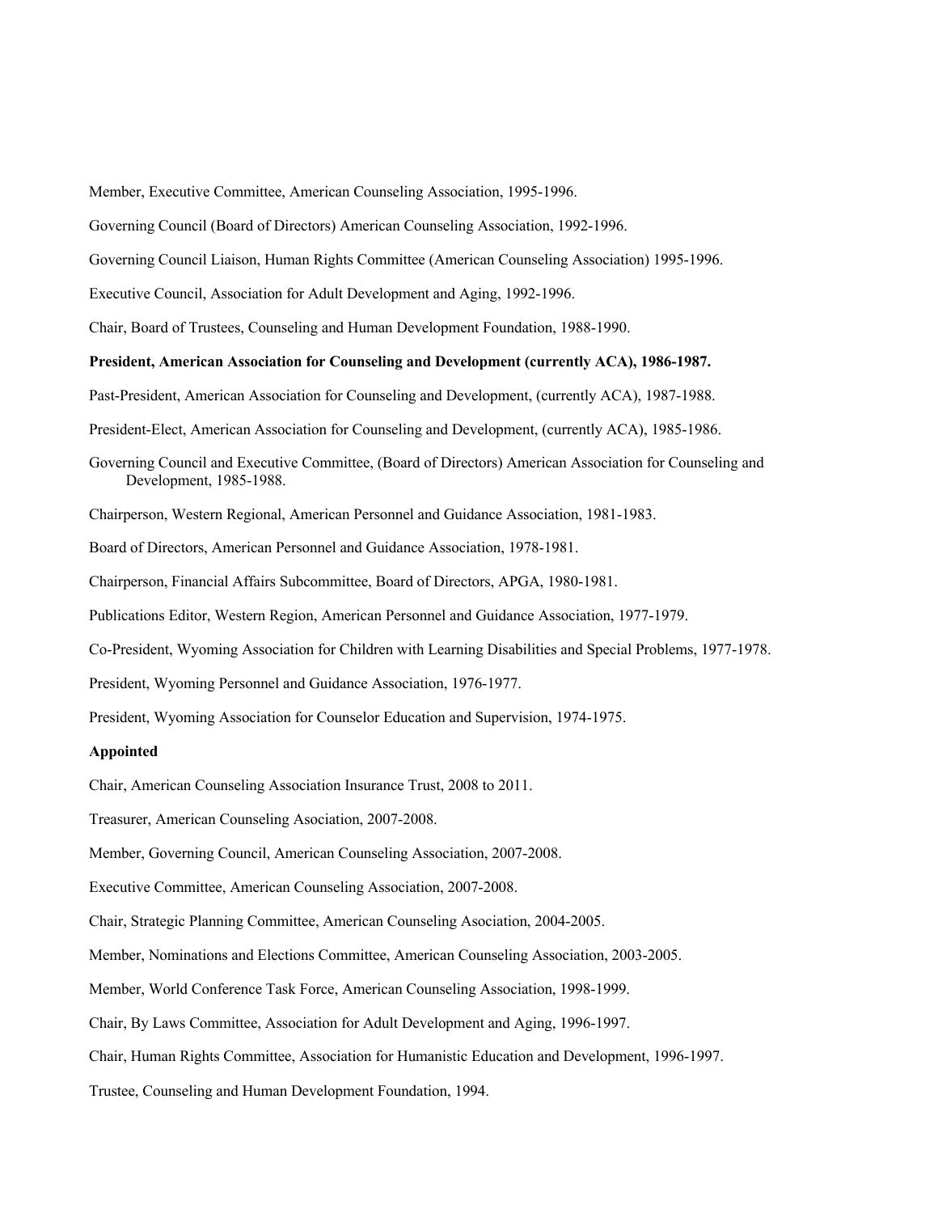Member, Executive Committee, American Counseling Association, 1995-1996.

Governing Council (Board of Directors) American Counseling Association, 1992-1996.

Governing Council Liaison, Human Rights Committee (American Counseling Association) 1995-1996.

Executive Council, Association for Adult Development and Aging, 1992-1996.

Chair, Board of Trustees, Counseling and Human Development Foundation, 1988-1990.

**President, American Association for Counseling and Development (currently ACA), 1986-1987.**

Past-President, American Association for Counseling and Development, (currently ACA), 1987-1988.

President-Elect, American Association for Counseling and Development, (currently ACA), 1985-1986.

Governing Council and Executive Committee, (Board of Directors) American Association for Counseling and Development, 1985-1988.

Chairperson, Western Regional, American Personnel and Guidance Association, 1981-1983.

Board of Directors, American Personnel and Guidance Association, 1978-1981.

Chairperson, Financial Affairs Subcommittee, Board of Directors, APGA, 1980-1981.

Publications Editor, Western Region, American Personnel and Guidance Association, 1977-1979.

Co-President, Wyoming Association for Children with Learning Disabilities and Special Problems, 1977-1978.

President, Wyoming Personnel and Guidance Association, 1976-1977.

President, Wyoming Association for Counselor Education and Supervision, 1974-1975.

**Appointed**

Chair, American Counseling Association Insurance Trust, 2008 to 2011.

Treasurer, American Counseling Asociation, 2007-2008.

Member, Governing Council, American Counseling Association, 2007-2008.

Executive Committee, American Counseling Association, 2007-2008.

Chair, Strategic Planning Committee, American Counseling Asociation, 2004-2005.

Member, Nominations and Elections Committee, American Counseling Association, 2003-2005.

Member, World Conference Task Force, American Counseling Association, 1998-1999.

Chair, By Laws Committee, Association for Adult Development and Aging, 1996-1997.

Chair, Human Rights Committee, Association for Humanistic Education and Development, 1996-1997.

Trustee, Counseling and Human Development Foundation, 1994.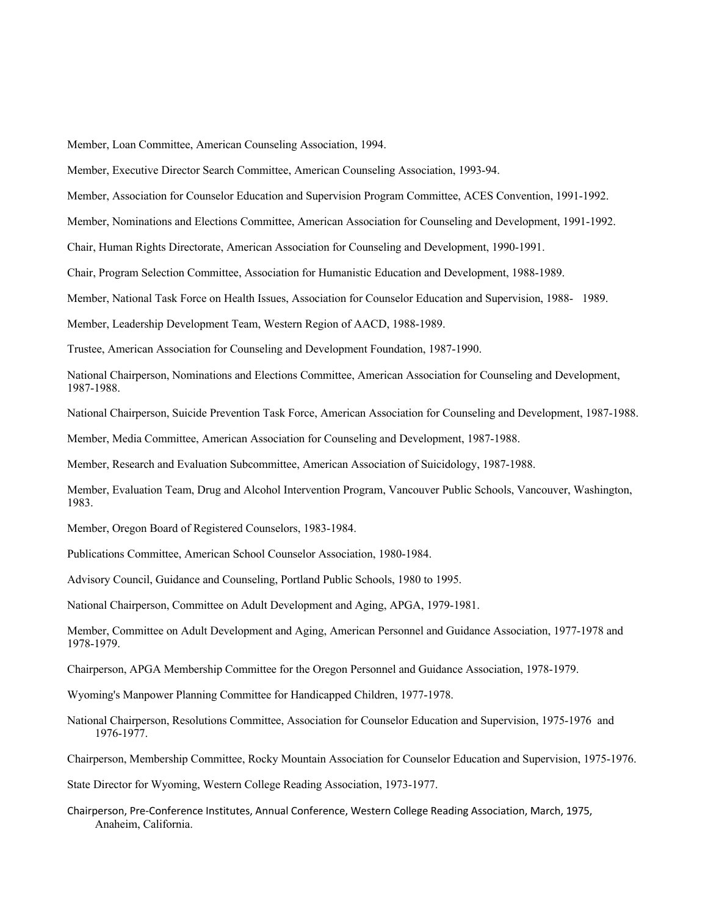Member, Loan Committee, American Counseling Association, 1994.

Member, Executive Director Search Committee, American Counseling Association, 1993-94.

Member, Association for Counselor Education and Supervision Program Committee, ACES Convention, 1991-1992.

Member, Nominations and Elections Committee, American Association for Counseling and Development, 1991-1992.

Chair, Human Rights Directorate, American Association for Counseling and Development, 1990-1991.

Chair, Program Selection Committee, Association for Humanistic Education and Development, 1988-1989.

Member, National Task Force on Health Issues, Association for Counselor Education and Supervision, 1988- 1989.

Member, Leadership Development Team, Western Region of AACD, 1988-1989.

Trustee, American Association for Counseling and Development Foundation, 1987-1990.

National Chairperson, Nominations and Elections Committee, American Association for Counseling and Development, 1987-1988.

National Chairperson, Suicide Prevention Task Force, American Association for Counseling and Development, 1987-1988.

Member, Media Committee, American Association for Counseling and Development, 1987-1988.

Member, Research and Evaluation Subcommittee, American Association of Suicidology, 1987-1988.

Member, Evaluation Team, Drug and Alcohol Intervention Program, Vancouver Public Schools, Vancouver, Washington, 1983.

Member, Oregon Board of Registered Counselors, 1983-1984.

Publications Committee, American School Counselor Association, 1980-1984.

Advisory Council, Guidance and Counseling, Portland Public Schools, 1980 to 1995.

National Chairperson, Committee on Adult Development and Aging, APGA, 1979-1981.

Member, Committee on Adult Development and Aging, American Personnel and Guidance Association, 1977-1978 and 1978-1979.

Chairperson, APGA Membership Committee for the Oregon Personnel and Guidance Association, 1978-1979.

Wyoming's Manpower Planning Committee for Handicapped Children, 1977-1978.

National Chairperson, Resolutions Committee, Association for Counselor Education and Supervision, 1975-1976 and 1976-1977.

Chairperson, Membership Committee, Rocky Mountain Association for Counselor Education and Supervision, 1975-1976.

State Director for Wyoming, Western College Reading Association, 1973-1977.

Chairperson, Pre-Conference Institutes, Annual Conference, Western College Reading Association, March, 1975, Anaheim, California.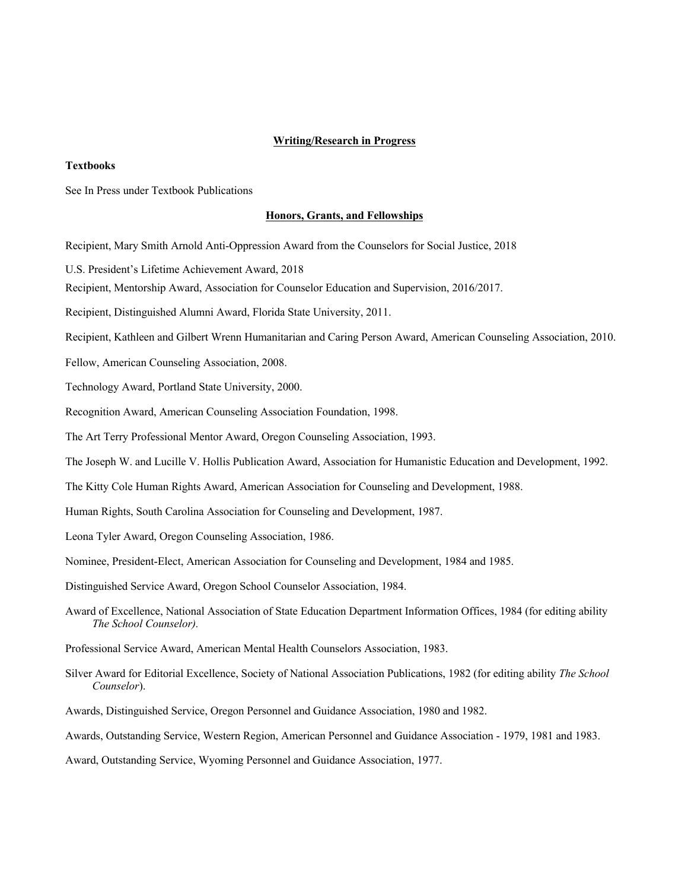## Writing/Research in Progress

**Textbooks**

See In Press under Textbook Publications

## Honors, Grants, and Fellowships

Recipient, Mary Smith Arnold Anti-Oppression Award from the Counselors for Social Justice, 2018

U.S. President's Lifetime Achievement Award, 2018

Recipient, Mentorship Award, Association for Counselor Education and Supervision, 2016/2017.

Recipient, Distinguished Alumni Award, Florida State University, 2011.

Recipient, Kathleen and Gilbert Wrenn Humanitarian and Caring Person Award, American Counseling Association, 2010.

Fellow, American Counseling Association, 2008.

Technology Award, Portland State University, 2000.

Recognition Award, American Counseling Association Foundation, 1998.

The Art Terry Professional Mentor Award, Oregon Counseling Association, 1993.

The Joseph W. and Lucille V. Hollis Publication Award, Association for Humanistic Education and Development, 1992.

The Kitty Cole Human Rights Award, American Association for Counseling and Development, 1988.

Human Rights, South Carolina Association for Counseling and Development, 1987.

Leona Tyler Award, Oregon Counseling Association, 1986.

Nominee, President-Elect, American Association for Counseling and Development, 1984 and 1985.

Distinguished Service Award, Oregon School Counselor Association, 1984.

Award of Excellence, National Association of State Education Department Information Offices, 1984 (for editing ability *The School Counselor).*

Professional Service Award, American Mental Health Counselors Association, 1983.

Silver Award for Editorial Excellence, Society of National Association Publications, 1982 (for editing ability *The School Counselor*).

Awards, Distinguished Service, Oregon Personnel and Guidance Association, 1980 and 1982.

Awards, Outstanding Service, Western Region, American Personnel and Guidance Association - 1979, 1981 and 1983.

Award, Outstanding Service, Wyoming Personnel and Guidance Association, 1977.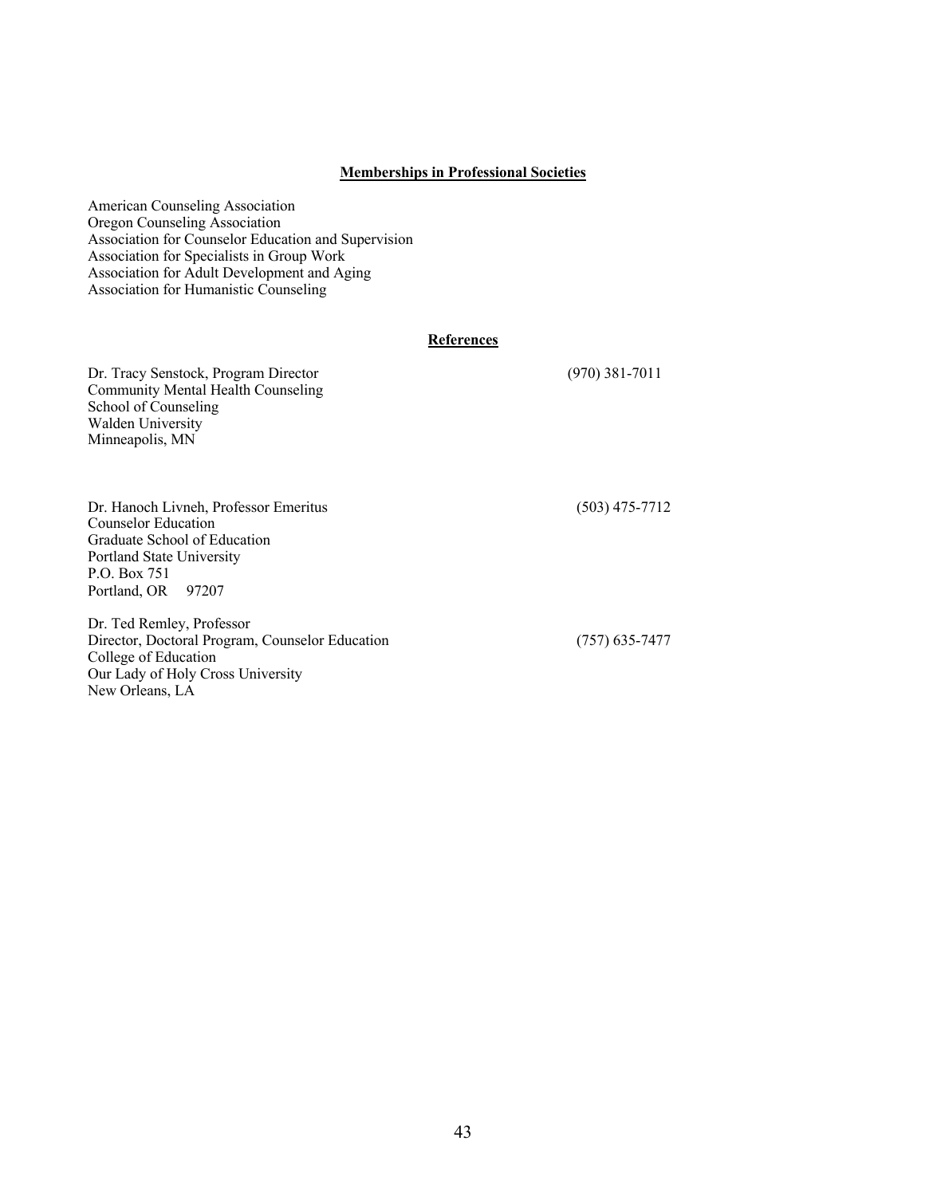## Memberships in Professional Societies

American Counseling Association
Oregon Counseling Association
Association for Counselor Education and Supervision
Association for Specialists in Group Work
Association for Adult Development and Aging
Association for Humanistic Counseling

## References

Dr. Tracy Senstock, Program Director (970) 381-7011
Community Mental Health Counseling
School of Counseling
Walden University
Minneapolis, MN

Dr. Hanoch Livneh, Professor Emeritus (503) 475-7712
Counselor Education
Graduate School of Education
Portland State University
P.O. Box 751
Portland, OR 97207

Dr. Ted Remley, Professor
Director, Doctoral Program, Counselor Education (757) 635-7477
College of Education
Our Lady of Holy Cross University
New Orleans, LA